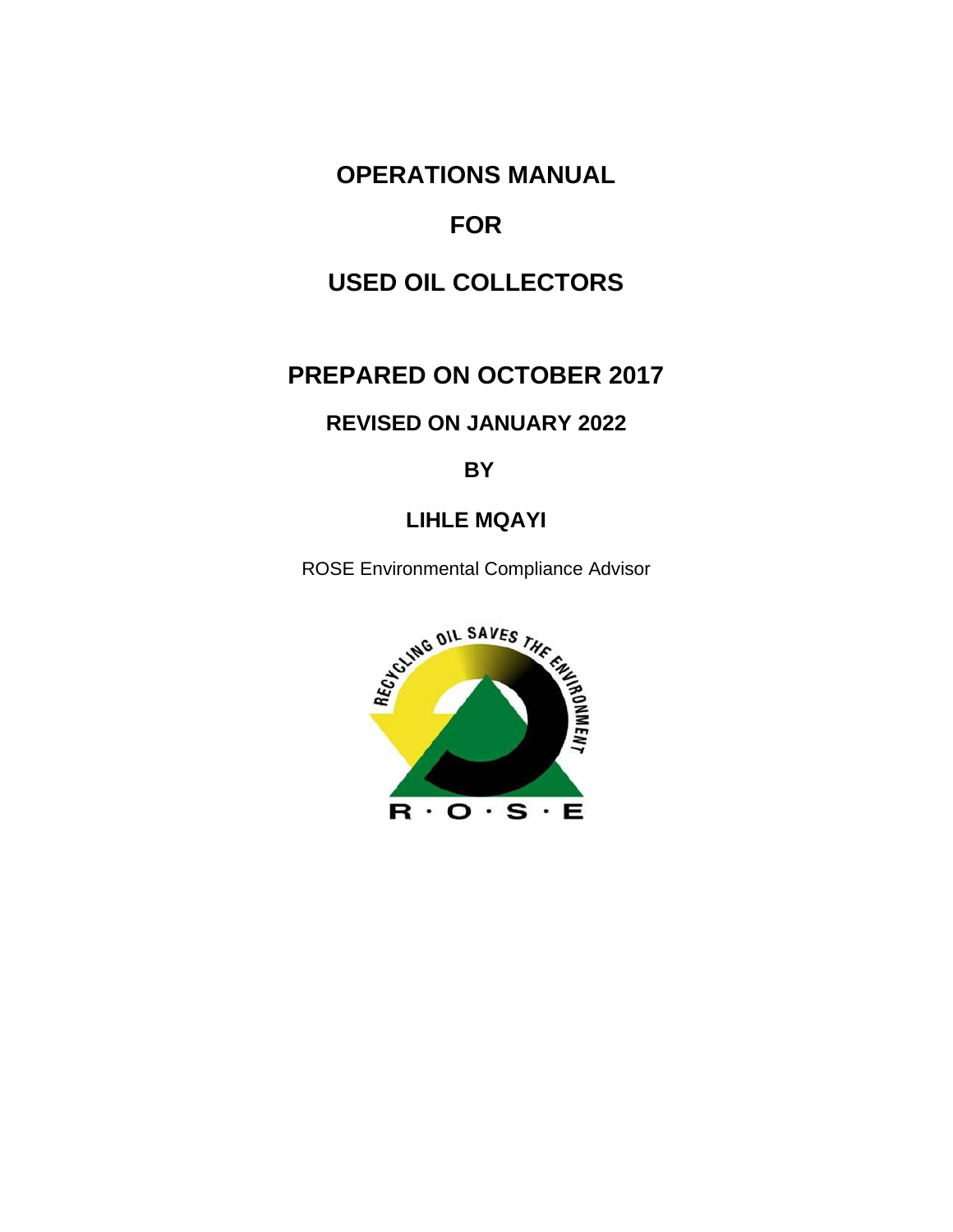# OPERATIONS MANUAL

# FOR

# USED OIL COLLECTORS

## PREPARED ON OCTOBER 2017

### REVISED ON JANUARY 2022

### BY

### LIHLE MQAYI

ROSE Environmental Compliance Advisor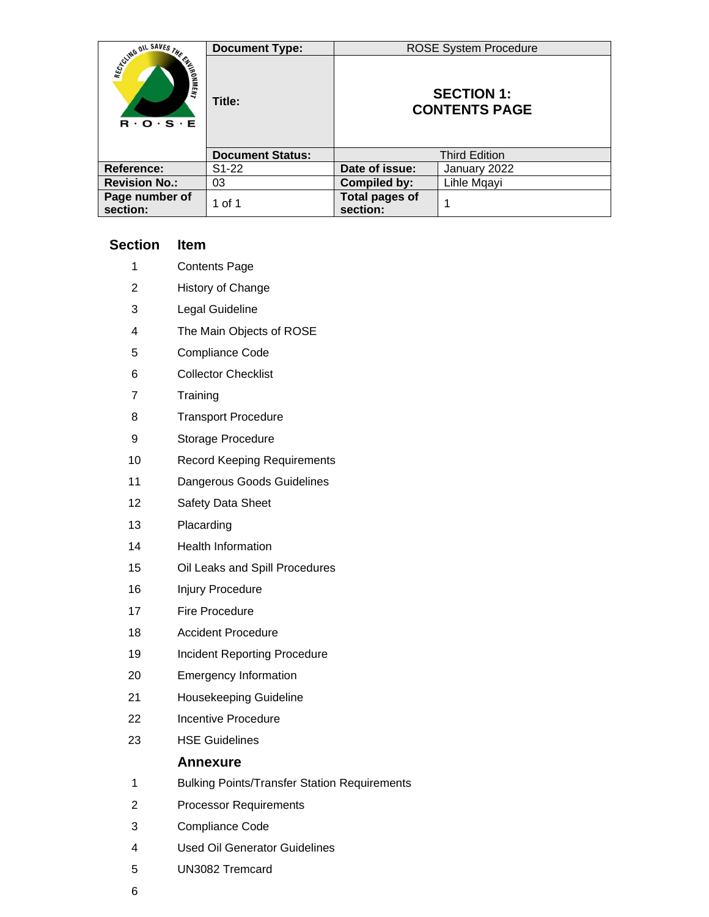| | Document Type: | ROSE System Procedure | |
|---|---|---|---|
| | Title: | **SECTION 1: CONTENTS PAGE** | |
| | Document Status: | Third Edition | |
| **Reference:** | S1-22 | **Date of issue:** | January 2022 |
| **Revision No.:** | 03 | **Compiled by:** | Lihle Mqayi |
| **Page number of section:** | 1 of 1 | **Total pages of section:** | 1 |

| Section | Item |
|---|---|
| 1 | Contents Page |
| 2 | History of Change |
| 3 | Legal Guideline |
| 4 | The Main Objects of ROSE |
| 5 | Compliance Code |
| 6 | Collector Checklist |
| 7 | Training |
| 8 | Transport Procedure |
| 9 | Storage Procedure |
| 10 | Record Keeping Requirements |
| 11 | Dangerous Goods Guidelines |
| 12 | Safety Data Sheet |
| 13 | Placarding |
| 14 | Health Information |
| 15 | Oil Leaks and Spill Procedures |
| 16 | Injury Procedure |
| 17 | Fire Procedure |
| 18 | Accident Procedure |
| 19 | Incident Reporting Procedure |
| 20 | Emergency Information |
| 21 | Housekeeping Guideline |
| 22 | Incentive Procedure |
| 23 | HSE Guidelines |
| | **Annexure** |
| 1 | Bulking Points/Transfer Station Requirements |
| 2 | Processor Requirements |
| 3 | Compliance Code |
| 4 | Used Oil Generator Guidelines |
| 5 | UN3082 Tremcard |
| 6 | |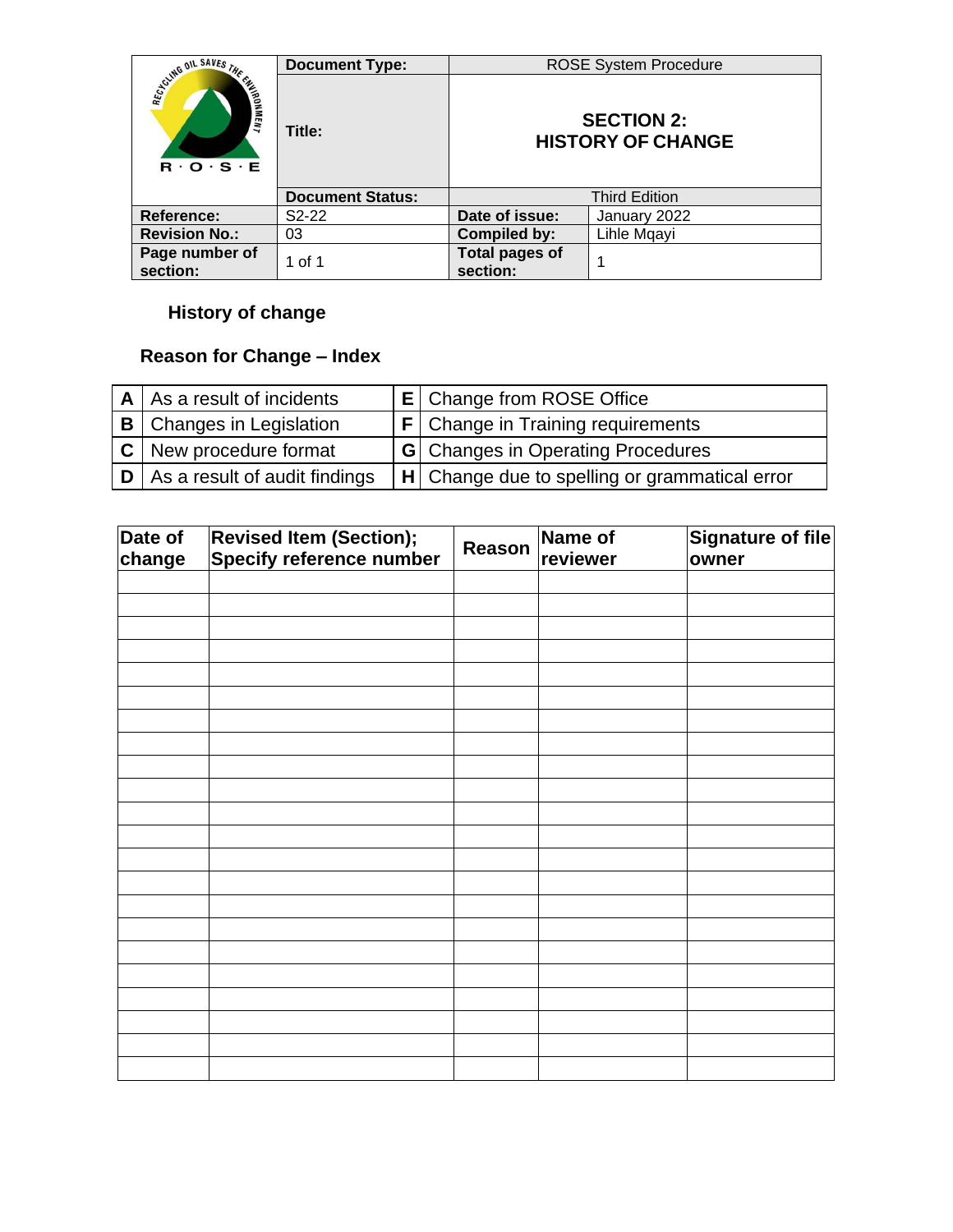| | **Document Type:** | ROSE System Procedure | |
|---|---|---|---|
| | **Title:** | **SECTION 2: HISTORY OF CHANGE** | |
| | **Document Status:** | Third Edition | |
| **Reference:** | S2-22 | **Date of issue:** | January 2022 |
| **Revision No.:** | 03 | **Compiled by:** | Lihle Mqayi |
| **Page number of section:** | 1 of 1 | **Total pages of section:** | 1 |

## History of change

### Reason for Change – Index

| | | | |
|---|---|---|---|
| **A** | As a result of incidents | **E** | Change from ROSE Office |
| **B** | Changes in Legislation | **F** | Change in Training requirements |
| **C** | New procedure format | **G** | Changes in Operating Procedures |
| **D** | As a result of audit findings | **H** | Change due to spelling or grammatical error |

| Date of change | Revised Item (Section); Specify reference number | Reason | Name of reviewer | Signature of file owner |
|---|---|---|---|---|
| | | | | |
| | | | | |
| | | | | |
| | | | | |
| | | | | |
| | | | | |
| | | | | |
| | | | | |
| | | | | |
| | | | | |
| | | | | |
| | | | | |
| | | | | |
| | | | | |
| | | | | |
| | | | | |
| | | | | |
| | | | | |
| | | | | |
| | | | | |
| | | | | |
| | | | | |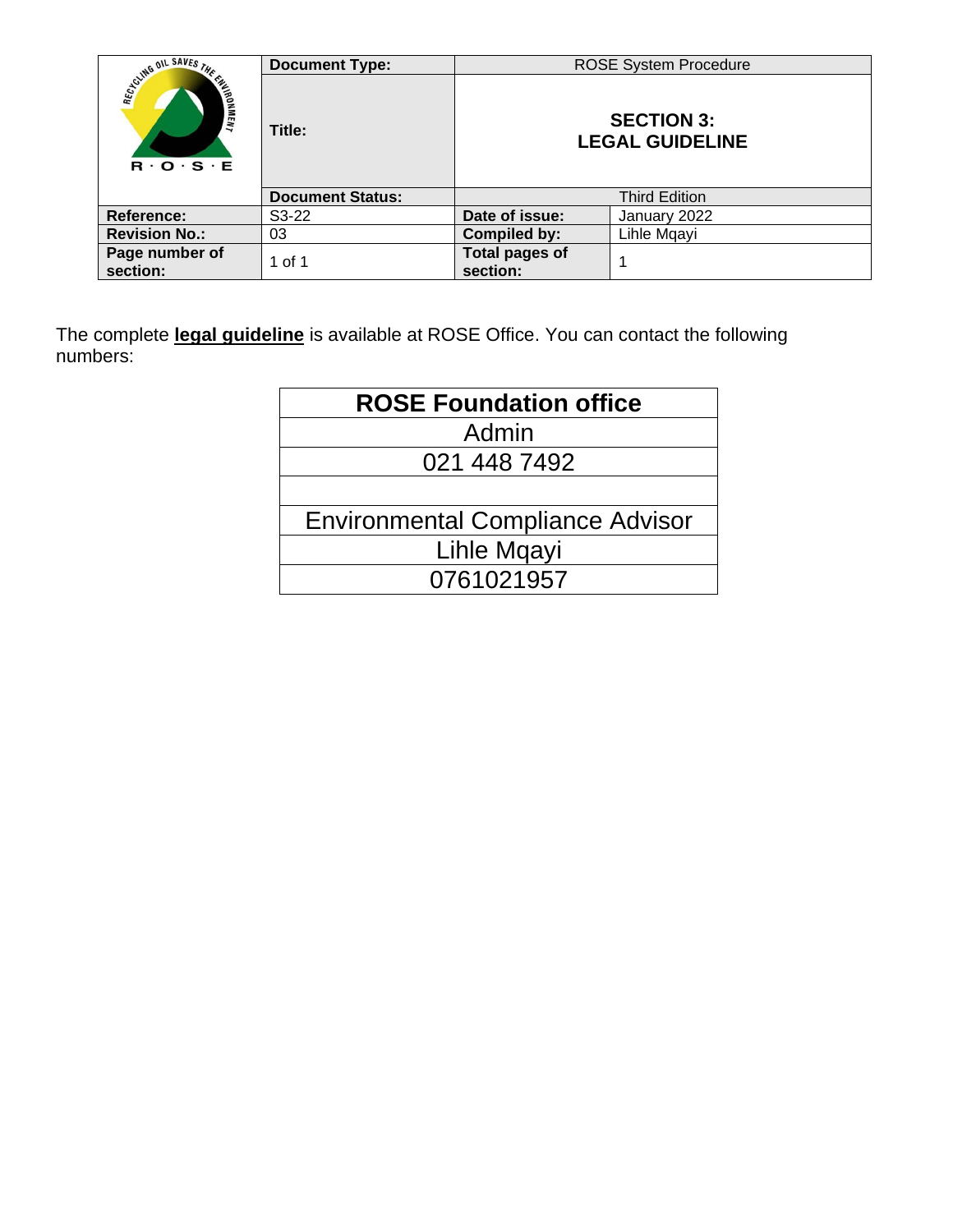| | Document Type: | ROSE System Procedure | |
|---|---|---|---|
| | Title: | **SECTION 3: LEGAL GUIDELINE** | |
| | Document Status: | Third Edition | |
| **Reference:** | S3-22 | **Date of issue:** | January 2022 |
| **Revision No.:** | 03 | **Compiled by:** | Lihle Mqayi |
| **Page number of section:** | 1 of 1 | **Total pages of section:** | 1 |

The complete **legal guideline** is available at ROSE Office. You can contact the following numbers:

| **ROSE Foundation office** |
|---|
| Admin |
| 021 448 7492 |
| |
| Environmental Compliance Advisor |
| Lihle Mqayi |
| 0761021957 |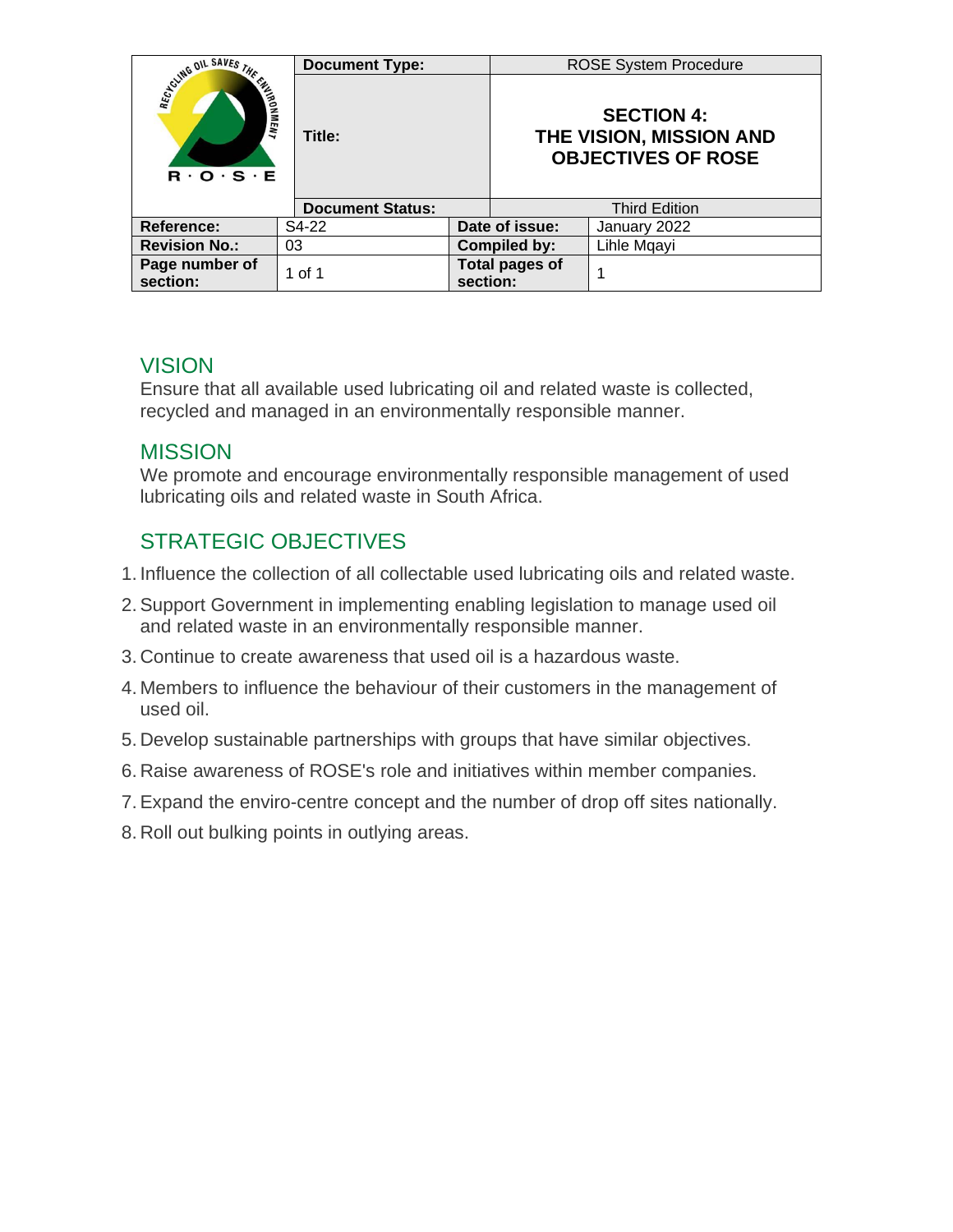| | Document Type: | ROSE System Procedure | |
|---|---|---|---|
| | Title: | **SECTION 4: THE VISION, MISSION AND OBJECTIVES OF ROSE** | |
| | Document Status: | Third Edition | |
| **Reference:** | S4-22 | **Date of issue:** | January 2022 |
| **Revision No.:** | 03 | **Compiled by:** | Lihle Mqayi |
| **Page number of section:** | 1 of 1 | **Total pages of section:** | 1 |

## VISION

Ensure that all available used lubricating oil and related waste is collected, recycled and managed in an environmentally responsible manner.

## MISSION

We promote and encourage environmentally responsible management of used lubricating oils and related waste in South Africa.

## STRATEGIC OBJECTIVES

1. Influence the collection of all collectable used lubricating oils and related waste.
2. Support Government in implementing enabling legislation to manage used oil and related waste in an environmentally responsible manner.
3. Continue to create awareness that used oil is a hazardous waste.
4. Members to influence the behaviour of their customers in the management of used oil.
5. Develop sustainable partnerships with groups that have similar objectives.
6. Raise awareness of ROSE's role and initiatives within member companies.
7. Expand the enviro-centre concept and the number of drop off sites nationally.
8. Roll out bulking points in outlying areas.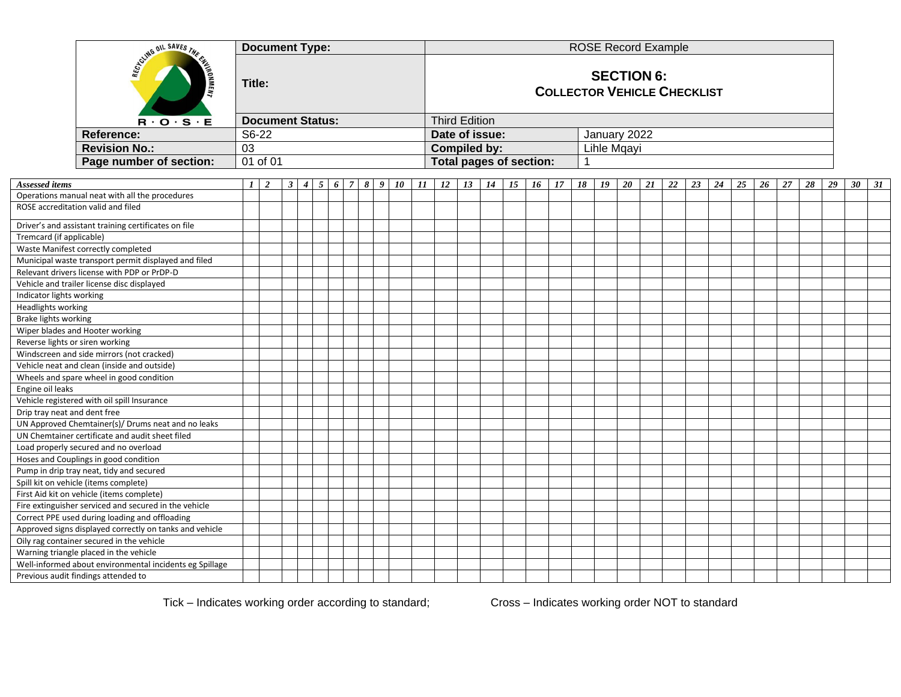| R·O·S·E | Document Type: | ROSE Record Example | |
|---|---|---|---|
| | Title: | **SECTION 6: COLLECTOR VEHICLE CHECKLIST** | |
| | Document Status: | Third Edition | |
| Reference: | S6-22 | Date of issue: | January 2022 |
| Revision No.: | 03 | Compiled by: | Lihle Mqayi |
| Page number of section: | 01 of 01 | Total pages of section: | 1 |

| *Assessed items* | *1* | *2* | *3* | *4* | *5* | *6* | *7* | *8* | *9* | *10* | *11* | *12* | *13* | *14* | *15* | *16* | *17* | *18* | *19* | *20* | *21* | *22* | *23* | *24* | *25* | *26* | *27* | *28* | *29* | *30* | *31* |
|---|---|---|---|---|---|---|---|---|---|---|---|---|---|---|---|---|---|---|---|---|---|---|---|---|---|---|---|---|---|---|---|
| Operations manual neat with all the procedures | | | | | | | | | | | | | | | | | | | | | | | | | | | | | | | |
| ROSE accreditation valid and filed | | | | | | | | | | | | | | | | | | | | | | | | | | | | | | | |
| Driver's and assistant training certificates on file | | | | | | | | | | | | | | | | | | | | | | | | | | | | | | | |
| Tremcard (if applicable) | | | | | | | | | | | | | | | | | | | | | | | | | | | | | | | |
| Waste Manifest correctly completed | | | | | | | | | | | | | | | | | | | | | | | | | | | | | | | |
| Municipal waste transport permit displayed and filed | | | | | | | | | | | | | | | | | | | | | | | | | | | | | | | |
| Relevant drivers license with PDP or PrDP-D | | | | | | | | | | | | | | | | | | | | | | | | | | | | | | | |
| Vehicle and trailer license disc displayed | | | | | | | | | | | | | | | | | | | | | | | | | | | | | | | |
| Indicator lights working | | | | | | | | | | | | | | | | | | | | | | | | | | | | | | | |
| Headlights working | | | | | | | | | | | | | | | | | | | | | | | | | | | | | | | |
| Brake lights working | | | | | | | | | | | | | | | | | | | | | | | | | | | | | | | |
| Wiper blades and Hooter working | | | | | | | | | | | | | | | | | | | | | | | | | | | | | | | |
| Reverse lights or siren working | | | | | | | | | | | | | | | | | | | | | | | | | | | | | | | |
| Windscreen and side mirrors (not cracked) | | | | | | | | | | | | | | | | | | | | | | | | | | | | | | | |
| Vehicle neat and clean (inside and outside) | | | | | | | | | | | | | | | | | | | | | | | | | | | | | | | |
| Wheels and spare wheel in good condition | | | | | | | | | | | | | | | | | | | | | | | | | | | | | | | |
| Engine oil leaks | | | | | | | | | | | | | | | | | | | | | | | | | | | | | | | |
| Vehicle registered with oil spill Insurance | | | | | | | | | | | | | | | | | | | | | | | | | | | | | | | |
| Drip tray neat and dent free | | | | | | | | | | | | | | | | | | | | | | | | | | | | | | | |
| UN Approved Chemtainer(s)/ Drums neat and no leaks | | | | | | | | | | | | | | | | | | | | | | | | | | | | | | | |
| UN Chemtainer certificate and audit sheet filed | | | | | | | | | | | | | | | | | | | | | | | | | | | | | | | |
| Load properly secured and no overload | | | | | | | | | | | | | | | | | | | | | | | | | | | | | | | |
| Hoses and Couplings in good condition | | | | | | | | | | | | | | | | | | | | | | | | | | | | | | | |
| Pump in drip tray neat, tidy and secured | | | | | | | | | | | | | | | | | | | | | | | | | | | | | | | |
| Spill kit on vehicle (items complete) | | | | | | | | | | | | | | | | | | | | | | | | | | | | | | | |
| First Aid kit on vehicle (items complete) | | | | | | | | | | | | | | | | | | | | | | | | | | | | | | | |
| Fire extinguisher serviced and secured in the vehicle | | | | | | | | | | | | | | | | | | | | | | | | | | | | | | | |
| Correct PPE used during loading and offloading | | | | | | | | | | | | | | | | | | | | | | | | | | | | | | | |
| Approved signs displayed correctly on tanks and vehicle | | | | | | | | | | | | | | | | | | | | | | | | | | | | | | | |
| Oily rag container secured in the vehicle | | | | | | | | | | | | | | | | | | | | | | | | | | | | | | | |
| Warning triangle placed in the vehicle | | | | | | | | | | | | | | | | | | | | | | | | | | | | | | | |
| Well-informed about environmental incidents eg Spillage | | | | | | | | | | | | | | | | | | | | | | | | | | | | | | | |
| Previous audit findings attended to | | | | | | | | | | | | | | | | | | | | | | | | | | | | | | | |

Tick – Indicates working order according to standard; Cross – Indicates working order NOT to standard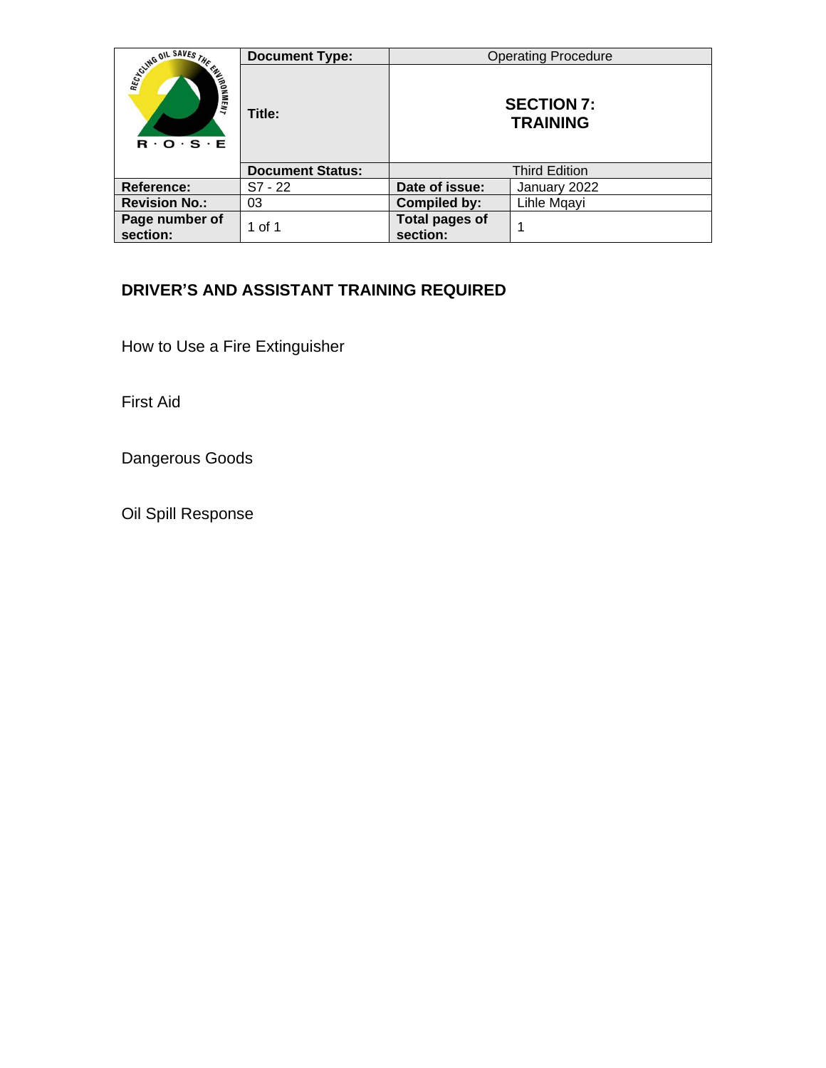| | Document Type: | Operating Procedure | |
|---|---|---|---|
| | Title: | **SECTION 7: TRAINING** | |
| | Document Status: | Third Edition | |
| Reference: | S7 - 22 | Date of issue: | January 2022 |
| Revision No.: | 03 | Compiled by: | Lihle Mqayi |
| Page number of section: | 1 of 1 | Total pages of section: | 1 |

## DRIVER'S AND ASSISTANT TRAINING REQUIRED

How to Use a Fire Extinguisher

First Aid

Dangerous Goods

Oil Spill Response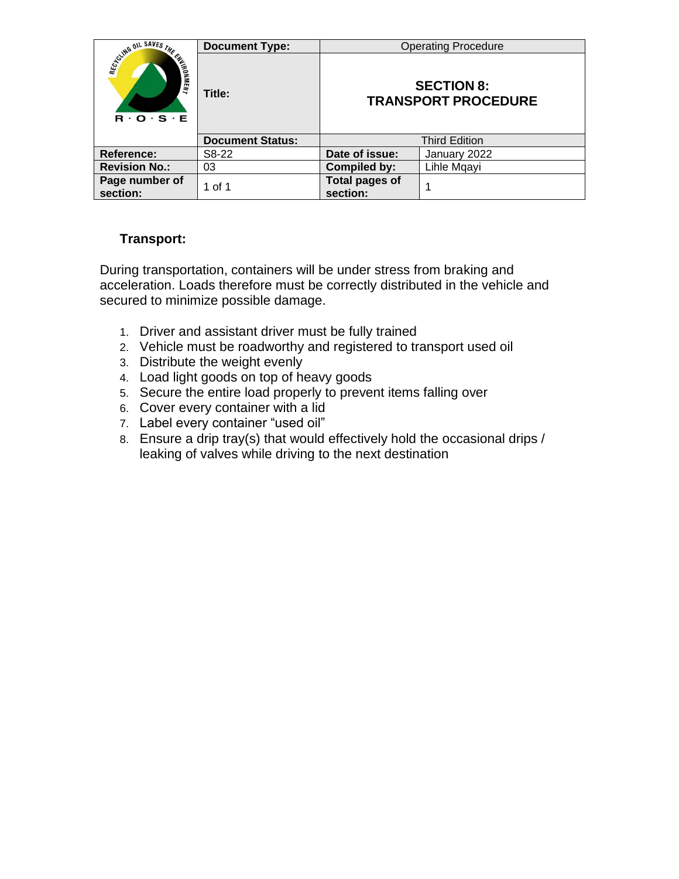| R·O·S·E | Document Type: | Operating Procedure | |
|---|---|---|---|
| | Title: | **SECTION 8: TRANSPORT PROCEDURE** | |
| | Document Status: | Third Edition | |
| Reference: | S8-22 | Date of issue: | January 2022 |
| Revision No.: | 03 | Compiled by: | Lihle Mqayi |
| Page number of section: | 1 of 1 | Total pages of section: | 1 |

### Transport:

During transportation, containers will be under stress from braking and acceleration. Loads therefore must be correctly distributed in the vehicle and secured to minimize possible damage.

1. Driver and assistant driver must be fully trained
2. Vehicle must be roadworthy and registered to transport used oil
3. Distribute the weight evenly
4. Load light goods on top of heavy goods
5. Secure the entire load properly to prevent items falling over
6. Cover every container with a lid
7. Label every container "used oil"
8. Ensure a drip tray(s) that would effectively hold the occasional drips / leaking of valves while driving to the next destination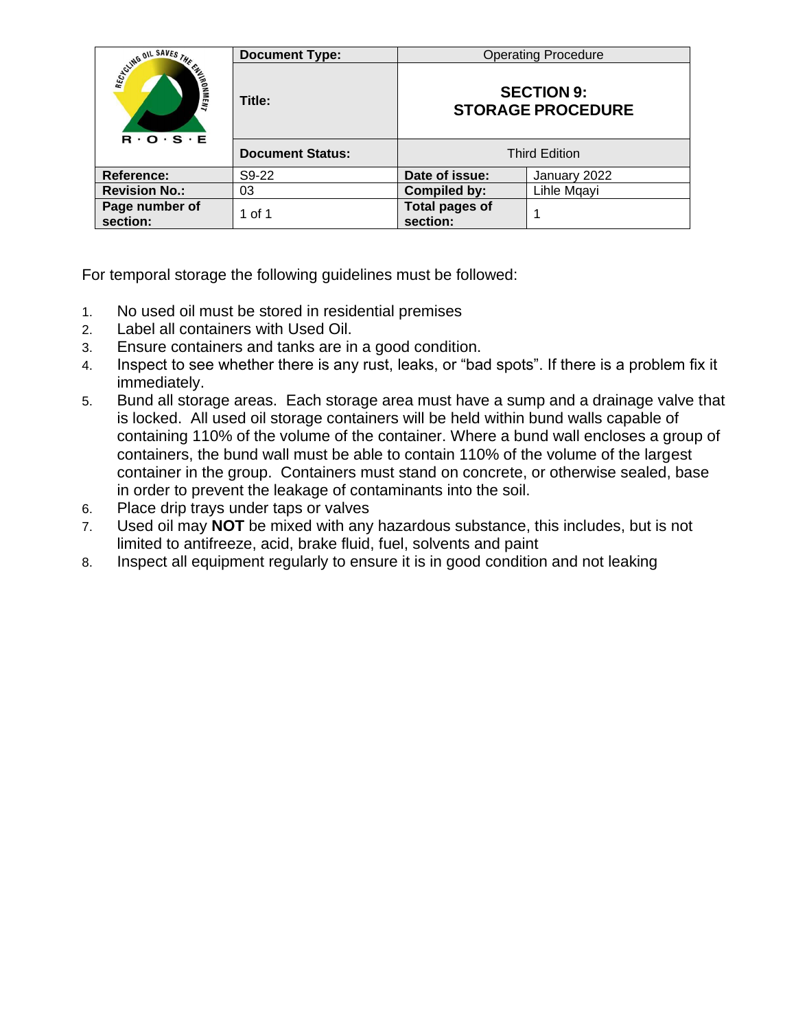| R·O·S·E | Document Type: | Operating Procedure | |
|---|---|---|---|
| | Title: | **SECTION 9: STORAGE PROCEDURE** | |
| | Document Status: | Third Edition | |
| **Reference:** | S9-22 | **Date of issue:** | January 2022 |
| **Revision No.:** | 03 | **Compiled by:** | Lihle Mqayi |
| **Page number of section:** | 1 of 1 | **Total pages of section:** | 1 |

For temporal storage the following guidelines must be followed:

1. No used oil must be stored in residential premises
2. Label all containers with Used Oil.
3. Ensure containers and tanks are in a good condition.
4. Inspect to see whether there is any rust, leaks, or "bad spots". If there is a problem fix it immediately.
5. Bund all storage areas. Each storage area must have a sump and a drainage valve that is locked. All used oil storage containers will be held within bund walls capable of containing 110% of the volume of the container. Where a bund wall encloses a group of containers, the bund wall must be able to contain 110% of the volume of the largest container in the group. Containers must stand on concrete, or otherwise sealed, base in order to prevent the leakage of contaminants into the soil.
6. Place drip trays under taps or valves
7. Used oil may **NOT** be mixed with any hazardous substance, this includes, but is not limited to antifreeze, acid, brake fluid, fuel, solvents and paint
8. Inspect all equipment regularly to ensure it is in good condition and not leaking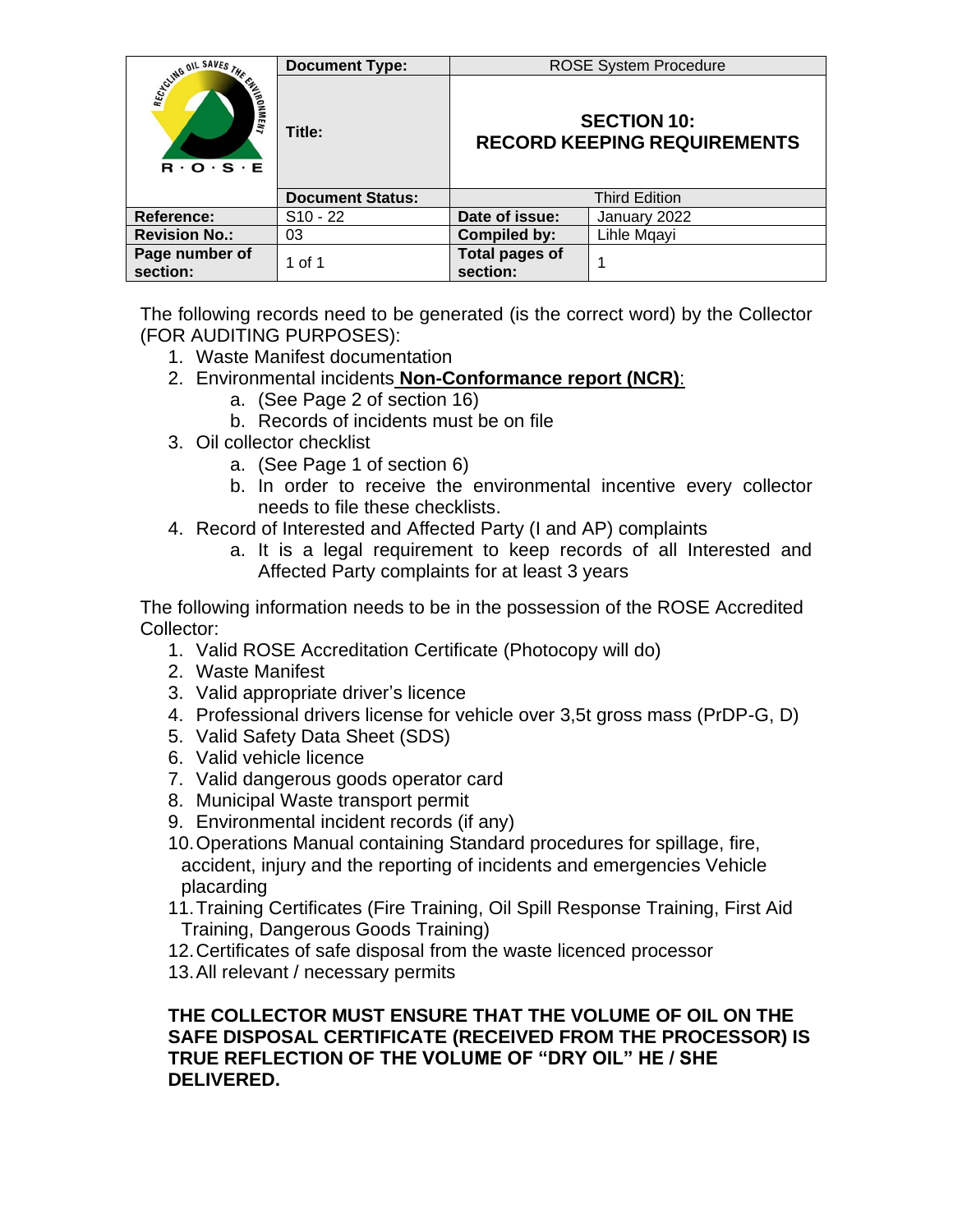| | Document Type: | ROSE System Procedure | |
|---|---|---|---|
| | Title: | **SECTION 10: RECORD KEEPING REQUIREMENTS** | |
| | Document Status: | Third Edition | |
| Reference: | S10 - 22 | Date of issue: | January 2022 |
| Revision No.: | 03 | Compiled by: | Lihle Mqayi |
| Page number of section: | 1 of 1 | Total pages of section: | 1 |

The following records need to be generated (is the correct word) by the Collector (FOR AUDITING PURPOSES):

1. Waste Manifest documentation
2. Environmental incidents **Non-Conformance report (NCR)**:
   a. (See Page 2 of section 16)
   b. Records of incidents must be on file
3. Oil collector checklist
   a. (See Page 1 of section 6)
   b. In order to receive the environmental incentive every collector needs to file these checklists.
4. Record of Interested and Affected Party (I and AP) complaints
   a. It is a legal requirement to keep records of all Interested and Affected Party complaints for at least 3 years

The following information needs to be in the possession of the ROSE Accredited Collector:

1. Valid ROSE Accreditation Certificate (Photocopy will do)
2. Waste Manifest
3. Valid appropriate driver's licence
4. Professional drivers license for vehicle over 3,5t gross mass (PrDP-G, D)
5. Valid Safety Data Sheet (SDS)
6. Valid vehicle licence
7. Valid dangerous goods operator card
8. Municipal Waste transport permit
9. Environmental incident records (if any)
10. Operations Manual containing Standard procedures for spillage, fire, accident, injury and the reporting of incidents and emergencies Vehicle placarding
11. Training Certificates (Fire Training, Oil Spill Response Training, First Aid Training, Dangerous Goods Training)
12. Certificates of safe disposal from the waste licenced processor
13. All relevant / necessary permits

**THE COLLECTOR MUST ENSURE THAT THE VOLUME OF OIL ON THE SAFE DISPOSAL CERTIFICATE (RECEIVED FROM THE PROCESSOR) IS TRUE REFLECTION OF THE VOLUME OF "DRY OIL" HE / SHE DELIVERED.**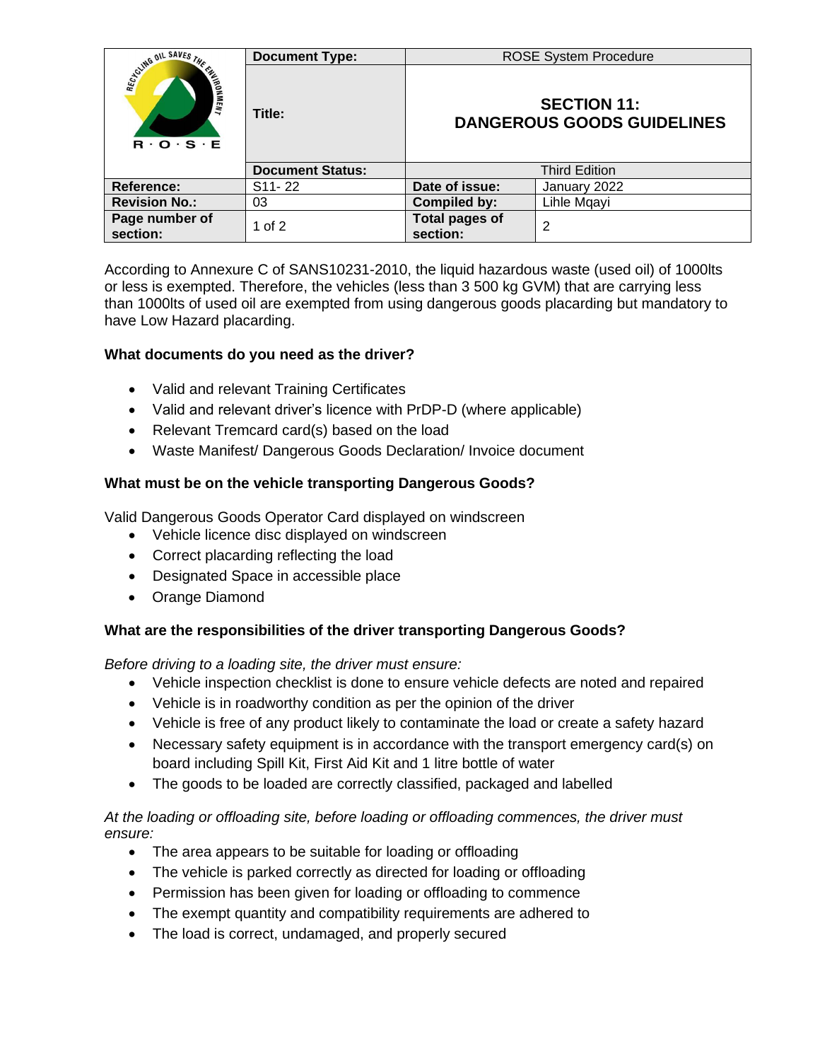| | Document Type: | ROSE System Procedure | |
|---|---|---|---|
| | Title: | **SECTION 11: DANGEROUS GOODS GUIDELINES** | |
| | Document Status: | Third Edition | |
| Reference: | S11- 22 | Date of issue: | January 2022 |
| Revision No.: | 03 | Compiled by: | Lihle Mqayi |
| Page number of section: | 1 of 2 | Total pages of section: | 2 |

According to Annexure C of SANS10231-2010, the liquid hazardous waste (used oil) of 1000lts or less is exempted. Therefore, the vehicles (less than 3 500 kg GVM) that are carrying less than 1000lts of used oil are exempted from using dangerous goods placarding but mandatory to have Low Hazard placarding.

**What documents do you need as the driver?**

- Valid and relevant Training Certificates
- Valid and relevant driver's licence with PrDP-D (where applicable)
- Relevant Tremcard card(s) based on the load
- Waste Manifest/ Dangerous Goods Declaration/ Invoice document

**What must be on the vehicle transporting Dangerous Goods?**

Valid Dangerous Goods Operator Card displayed on windscreen

- Vehicle licence disc displayed on windscreen
- Correct placarding reflecting the load
- Designated Space in accessible place
- Orange Diamond

**What are the responsibilities of the driver transporting Dangerous Goods?**

*Before driving to a loading site, the driver must ensure:*

- Vehicle inspection checklist is done to ensure vehicle defects are noted and repaired
- Vehicle is in roadworthy condition as per the opinion of the driver
- Vehicle is free of any product likely to contaminate the load or create a safety hazard
- Necessary safety equipment is in accordance with the transport emergency card(s) on board including Spill Kit, First Aid Kit and 1 litre bottle of water
- The goods to be loaded are correctly classified, packaged and labelled

*At the loading or offloading site, before loading or offloading commences, the driver must ensure:*

- The area appears to be suitable for loading or offloading
- The vehicle is parked correctly as directed for loading or offloading
- Permission has been given for loading or offloading to commence
- The exempt quantity and compatibility requirements are adhered to
- The load is correct, undamaged, and properly secured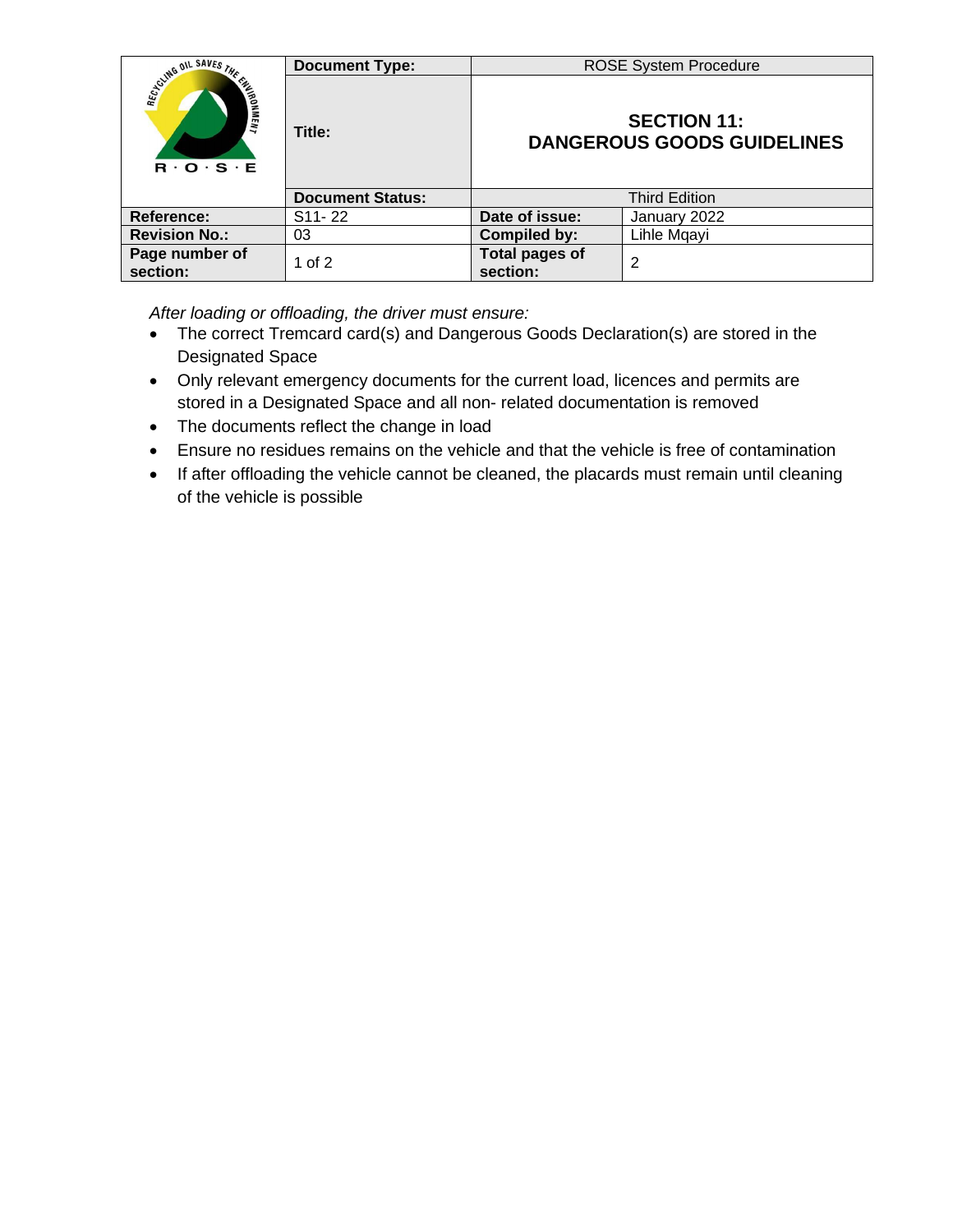| | Document Type: | ROSE System Procedure | |
|---|---|---|---|
| | Title: | **SECTION 11: DANGEROUS GOODS GUIDELINES** | |
| | Document Status: | Third Edition | |
| **Reference:** | S11- 22 | **Date of issue:** | January 2022 |
| **Revision No.:** | 03 | **Compiled by:** | Lihle Mqayi |
| **Page number of section:** | 1 of 2 | **Total pages of section:** | 2 |

*After loading or offloading, the driver must ensure:*

- The correct Tremcard card(s) and Dangerous Goods Declaration(s) are stored in the Designated Space
- Only relevant emergency documents for the current load, licences and permits are stored in a Designated Space and all non- related documentation is removed
- The documents reflect the change in load
- Ensure no residues remains on the vehicle and that the vehicle is free of contamination
- If after offloading the vehicle cannot be cleaned, the placards must remain until cleaning of the vehicle is possible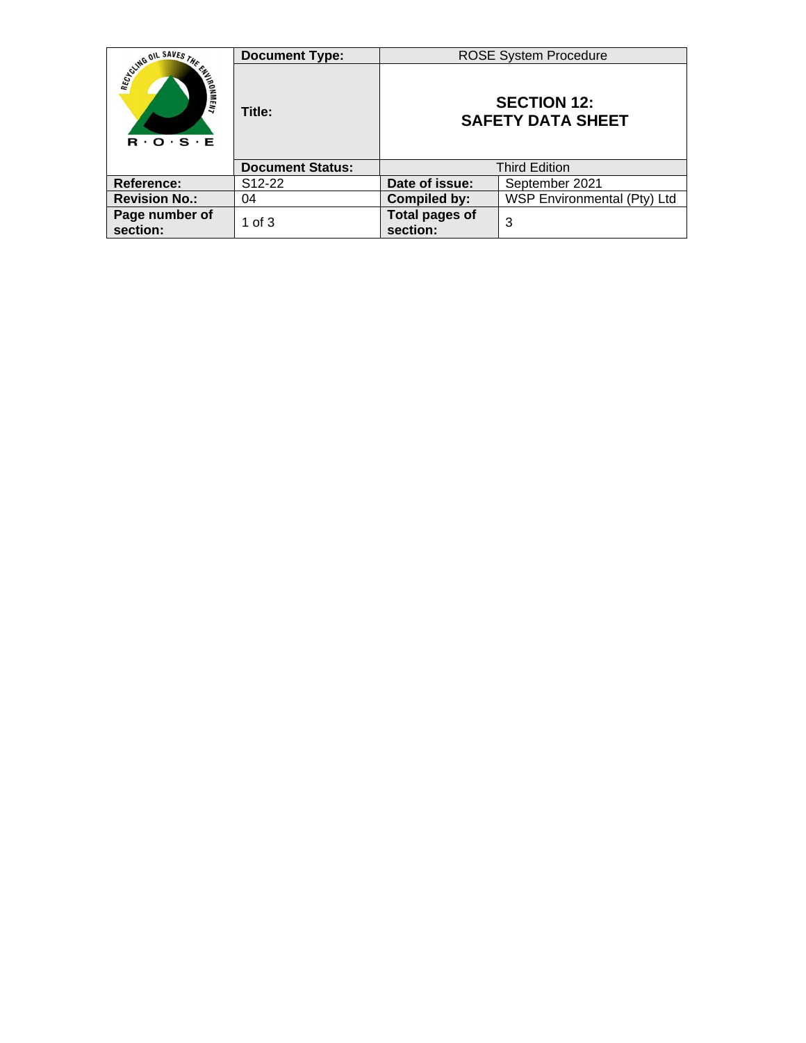| R·O·S·E | Document Type: | ROSE System Procedure | |
|---|---|---|---|
| | Title: | **SECTION 12: SAFETY DATA SHEET** | |
| | Document Status: | Third Edition | |
| Reference: | S12-22 | Date of issue: | September 2021 |
| Revision No.: | 04 | Compiled by: | WSP Environmental (Pty) Ltd |
| Page number of section: | 1 of 3 | Total pages of section: | 3 |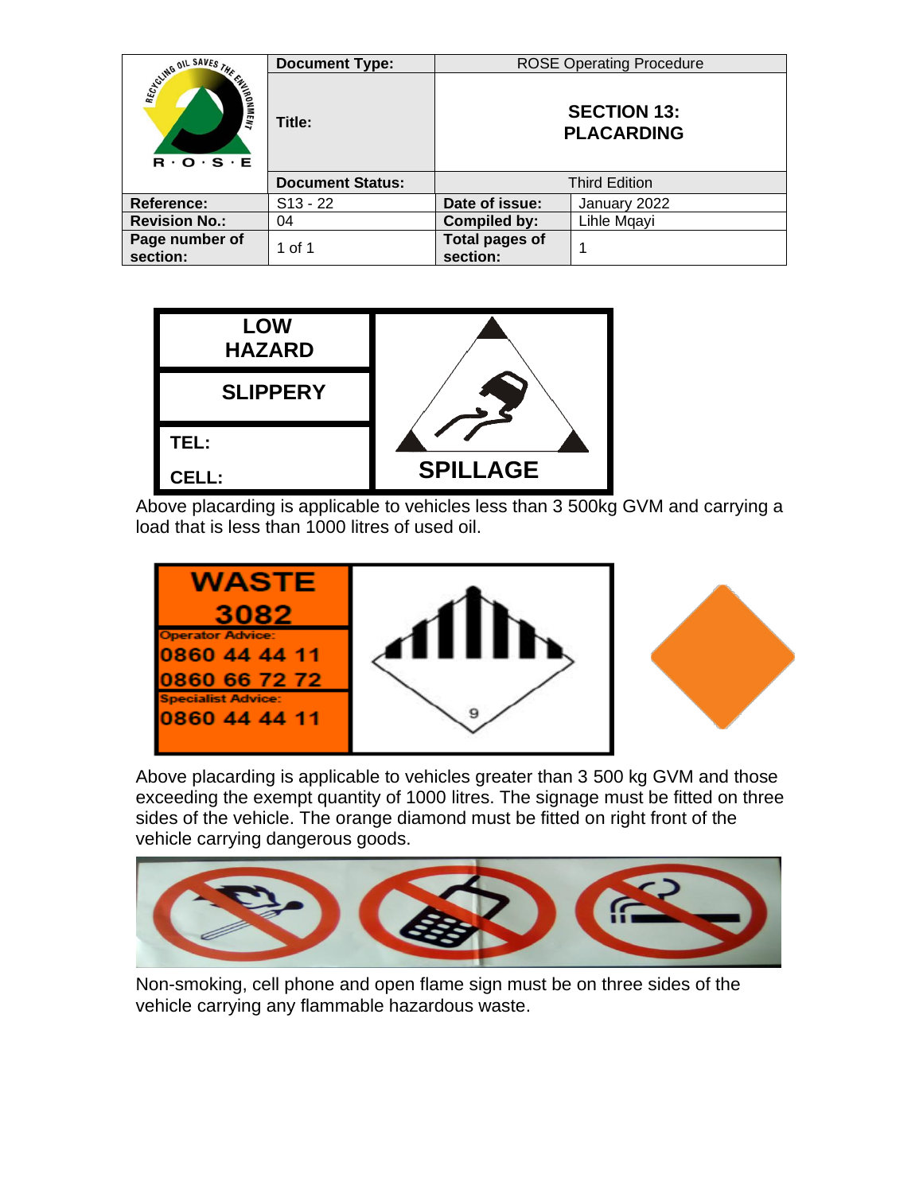| | Document Type: | ROSE Operating Procedure | |
|---|---|---|---|
| | Title: | **SECTION 13: PLACARDING** | |
| | Document Status: | Third Edition | |
| Reference: | S13 - 22 | Date of issue: | January 2022 |
| Revision No.: | 04 | Compiled by: | Lihle Mqayi |
| Page number of section: | 1 of 1 | Total pages of section: | 1 |

| LOW HAZARD | |
|---|---|
| SLIPPERY | |
| TEL: CELL: | SPILLAGE |

Above placarding is applicable to vehicles less than 3 500kg GVM and carrying a load that is less than 1000 litres of used oil.

| WASTE 3082 | |
|---|---|
| Operator Advice: 0860 44 44 11 0860 66 72 72 | 9 |
| Specialist Advice: 0860 44 44 11 | |

Above placarding is applicable to vehicles greater than 3 500 kg GVM and those exceeding the exempt quantity of 1000 litres. The signage must be fitted on three sides of the vehicle. The orange diamond must be fitted on right front of the vehicle carrying dangerous goods.

Non-smoking, cell phone and open flame sign must be on three sides of the vehicle carrying any flammable hazardous waste.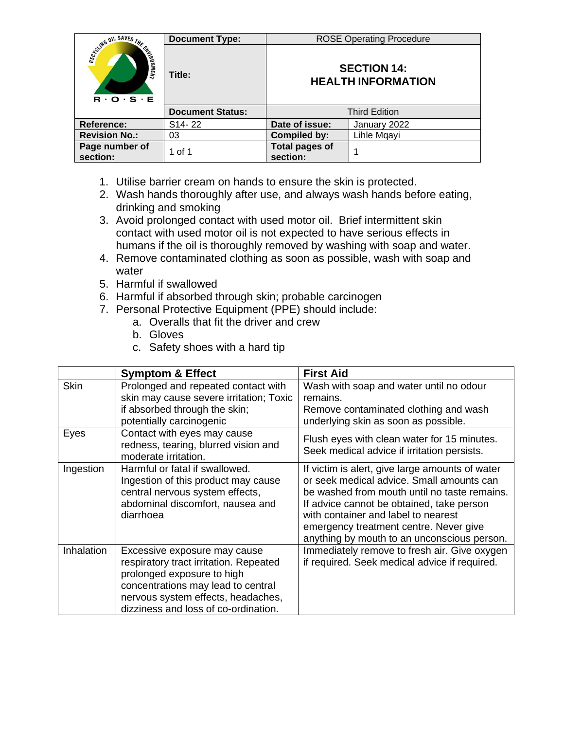| | Document Type: | ROSE Operating Procedure | |
|---|---|---|---|
| | Title: | **SECTION 14: HEALTH INFORMATION** | |
| | Document Status: | Third Edition | |
| Reference: | S14- 22 | Date of issue: | January 2022 |
| Revision No.: | 03 | Compiled by: | Lihle Mqayi |
| Page number of section: | 1 of 1 | Total pages of section: | 1 |

1. Utilise barrier cream on hands to ensure the skin is protected.
2. Wash hands thoroughly after use, and always wash hands before eating, drinking and smoking
3. Avoid prolonged contact with used motor oil. Brief intermittent skin contact with used motor oil is not expected to have serious effects in humans if the oil is thoroughly removed by washing with soap and water.
4. Remove contaminated clothing as soon as possible, wash with soap and water
5. Harmful if swallowed
6. Harmful if absorbed through skin; probable carcinogen
7. Personal Protective Equipment (PPE) should include:
    a. Overalls that fit the driver and crew
    b. Gloves
    c. Safety shoes with a hard tip

| | Symptom & Effect | First Aid |
|---|---|---|
| Skin | Prolonged and repeated contact with skin may cause severe irritation; Toxic if absorbed through the skin; potentially carcinogenic | Wash with soap and water until no odour remains. Remove contaminated clothing and wash underlying skin as soon as possible. |
| Eyes | Contact with eyes may cause redness, tearing, blurred vision and moderate irritation. | Flush eyes with clean water for 15 minutes. Seek medical advice if irritation persists. |
| Ingestion | Harmful or fatal if swallowed. Ingestion of this product may cause central nervous system effects, abdominal discomfort, nausea and diarrhoea | If victim is alert, give large amounts of water or seek medical advice. Small amounts can be washed from mouth until no taste remains. If advice cannot be obtained, take person with container and label to nearest emergency treatment centre. Never give anything by mouth to an unconscious person. |
| Inhalation | Excessive exposure may cause respiratory tract irritation. Repeated prolonged exposure to high concentrations may lead to central nervous system effects, headaches, dizziness and loss of co-ordination. | Immediately remove to fresh air. Give oxygen if required. Seek medical advice if required. |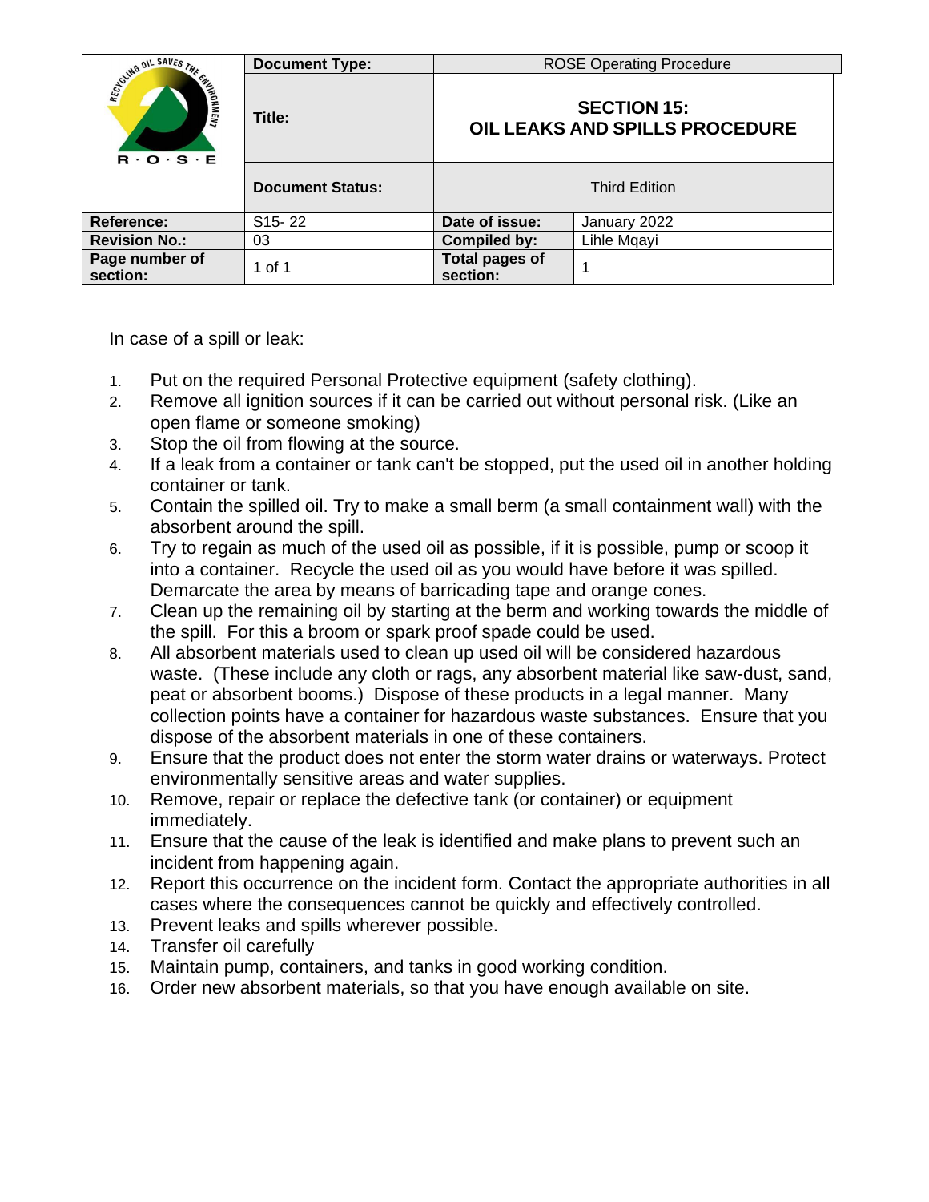| | Document Type: | ROSE Operating Procedure | |
|---|---|---|---|
| | Title: | **SECTION 15: OIL LEAKS AND SPILLS PROCEDURE** | |
| | Document Status: | Third Edition | |
| **Reference:** | S15- 22 | **Date of issue:** | January 2022 |
| **Revision No.:** | 03 | **Compiled by:** | Lihle Mqayi |
| **Page number of section:** | 1 of 1 | **Total pages of section:** | 1 |

In case of a spill or leak:

1. Put on the required Personal Protective equipment (safety clothing).
2. Remove all ignition sources if it can be carried out without personal risk. (Like an open flame or someone smoking)
3. Stop the oil from flowing at the source.
4. If a leak from a container or tank can't be stopped, put the used oil in another holding container or tank.
5. Contain the spilled oil. Try to make a small berm (a small containment wall) with the absorbent around the spill.
6. Try to regain as much of the used oil as possible, if it is possible, pump or scoop it into a container. Recycle the used oil as you would have before it was spilled. Demarcate the area by means of barricading tape and orange cones.
7. Clean up the remaining oil by starting at the berm and working towards the middle of the spill. For this a broom or spark proof spade could be used.
8. All absorbent materials used to clean up used oil will be considered hazardous waste. (These include any cloth or rags, any absorbent material like saw-dust, sand, peat or absorbent booms.) Dispose of these products in a legal manner. Many collection points have a container for hazardous waste substances. Ensure that you dispose of the absorbent materials in one of these containers.
9. Ensure that the product does not enter the storm water drains or waterways. Protect environmentally sensitive areas and water supplies.
10. Remove, repair or replace the defective tank (or container) or equipment immediately.
11. Ensure that the cause of the leak is identified and make plans to prevent such an incident from happening again.
12. Report this occurrence on the incident form. Contact the appropriate authorities in all cases where the consequences cannot be quickly and effectively controlled.
13. Prevent leaks and spills wherever possible.
14. Transfer oil carefully
15. Maintain pump, containers, and tanks in good working condition.
16. Order new absorbent materials, so that you have enough available on site.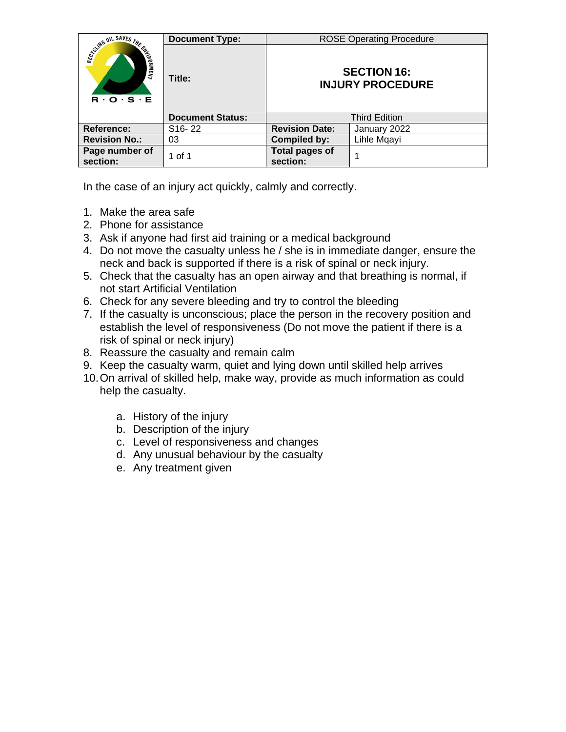| | Document Type: | ROSE Operating Procedure | |
|---|---|---|---|
| | Title: | **SECTION 16: INJURY PROCEDURE** | |
| | Document Status: | Third Edition | |
| **Reference:** | S16- 22 | **Revision Date:** | January 2022 |
| **Revision No.:** | 03 | **Compiled by:** | Lihle Mqayi |
| **Page number of section:** | 1 of 1 | **Total pages of section:** | 1 |

In the case of an injury act quickly, calmly and correctly.

1. Make the area safe
2. Phone for assistance
3. Ask if anyone had first aid training or a medical background
4. Do not move the casualty unless he / she is in immediate danger, ensure the neck and back is supported if there is a risk of spinal or neck injury.
5. Check that the casualty has an open airway and that breathing is normal, if not start Artificial Ventilation
6. Check for any severe bleeding and try to control the bleeding
7. If the casualty is unconscious; place the person in the recovery position and establish the level of responsiveness (Do not move the patient if there is a risk of spinal or neck injury)
8. Reassure the casualty and remain calm
9. Keep the casualty warm, quiet and lying down until skilled help arrives
10. On arrival of skilled help, make way, provide as much information as could help the casualty.

    a. History of the injury
    b. Description of the injury
    c. Level of responsiveness and changes
    d. Any unusual behaviour by the casualty
    e. Any treatment given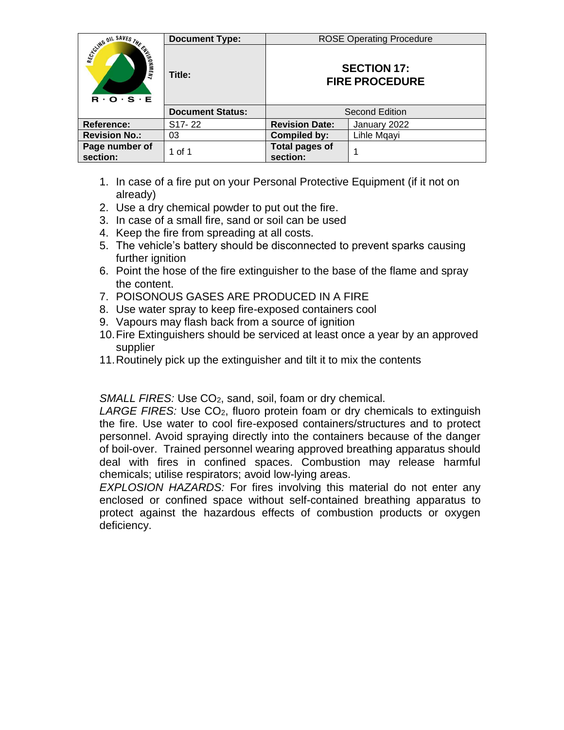| | Document Type: | ROSE Operating Procedure | |
|---|---|---|---|
| | Title: | SECTION 17: FIRE PROCEDURE | |
| | Document Status: | Second Edition | |
| Reference: | S17- 22 | Revision Date: | January 2022 |
| Revision No.: | 03 | Compiled by: | Lihle Mqayi |
| Page number of section: | 1 of 1 | Total pages of section: | 1 |

1. In case of a fire put on your Personal Protective Equipment (if it not on already)
2. Use a dry chemical powder to put out the fire.
3. In case of a small fire, sand or soil can be used
4. Keep the fire from spreading at all costs.
5. The vehicle's battery should be disconnected to prevent sparks causing further ignition
6. Point the hose of the fire extinguisher to the base of the flame and spray the content.
7. POISONOUS GASES ARE PRODUCED IN A FIRE
8. Use water spray to keep fire-exposed containers cool
9. Vapours may flash back from a source of ignition
10. Fire Extinguishers should be serviced at least once a year by an approved supplier
11. Routinely pick up the extinguisher and tilt it to mix the contents

*SMALL FIRES:* Use $CO_2$, sand, soil, foam or dry chemical.
*LARGE FIRES:* Use $CO_2$, fluoro protein foam or dry chemicals to extinguish the fire. Use water to cool fire-exposed containers/structures and to protect personnel. Avoid spraying directly into the containers because of the danger of boil-over. Trained personnel wearing approved breathing apparatus should deal with fires in confined spaces. Combustion may release harmful chemicals; utilise respirators; avoid low-lying areas.
*EXPLOSION HAZARDS:* For fires involving this material do not enter any enclosed or confined space without self-contained breathing apparatus to protect against the hazardous effects of combustion products or oxygen deficiency.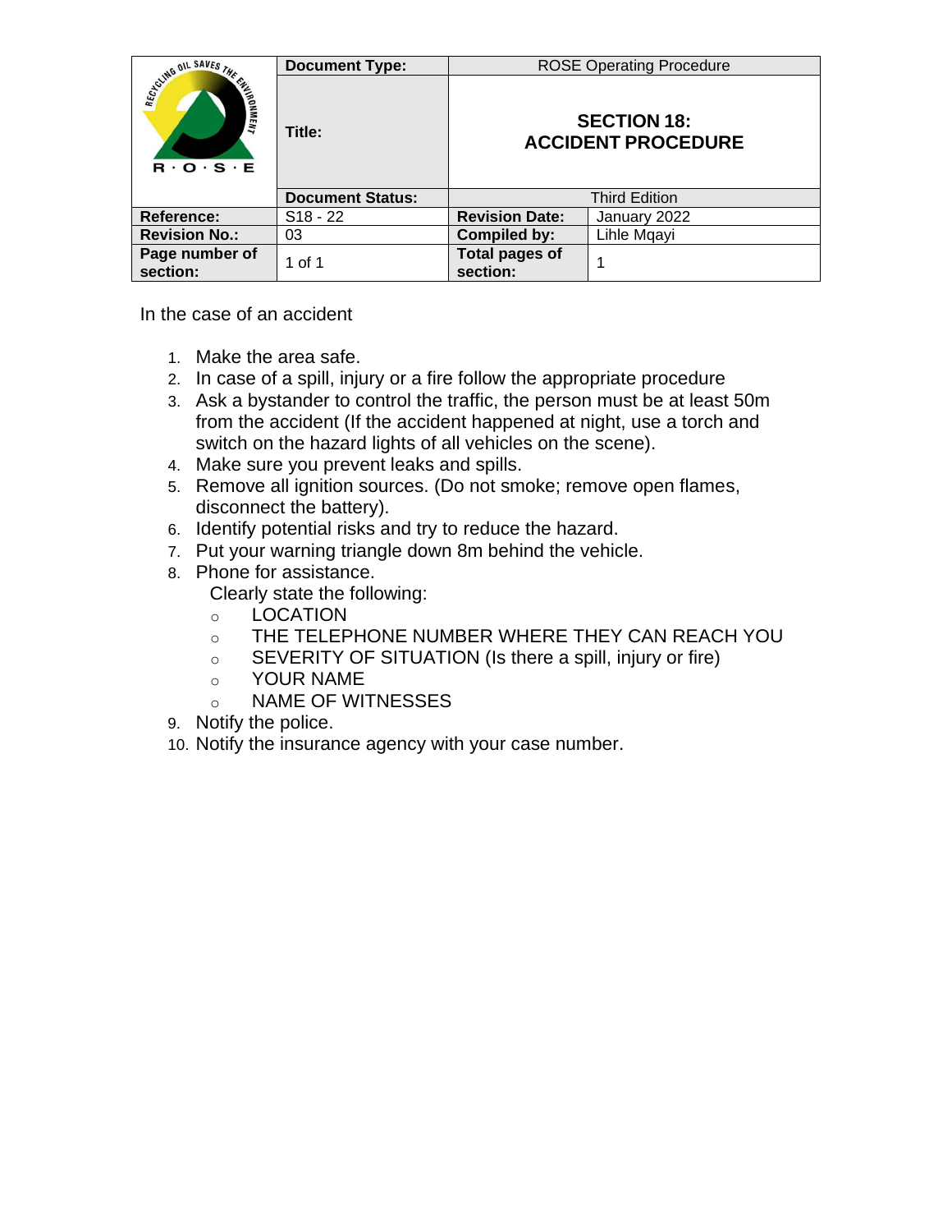| | Document Type: | ROSE Operating Procedure | |
|---|---|---|---|
| | Title: | **SECTION 18: ACCIDENT PROCEDURE** | |
| | Document Status: | Third Edition | |
| **Reference:** | S18 - 22 | **Revision Date:** | January 2022 |
| **Revision No.:** | 03 | **Compiled by:** | Lihle Mqayi |
| **Page number of section:** | 1 of 1 | **Total pages of section:** | 1 |

In the case of an accident

1. Make the area safe.
2. In case of a spill, injury or a fire follow the appropriate procedure
3. Ask a bystander to control the traffic, the person must be at least 50m from the accident (If the accident happened at night, use a torch and switch on the hazard lights of all vehicles on the scene).
4. Make sure you prevent leaks and spills.
5. Remove all ignition sources. (Do not smoke; remove open flames, disconnect the battery).
6. Identify potential risks and try to reduce the hazard.
7. Put your warning triangle down 8m behind the vehicle.
8. Phone for assistance.
   Clearly state the following:
   - LOCATION
   - THE TELEPHONE NUMBER WHERE THEY CAN REACH YOU
   - SEVERITY OF SITUATION (Is there a spill, injury or fire)
   - YOUR NAME
   - NAME OF WITNESSES
9. Notify the police.
10. Notify the insurance agency with your case number.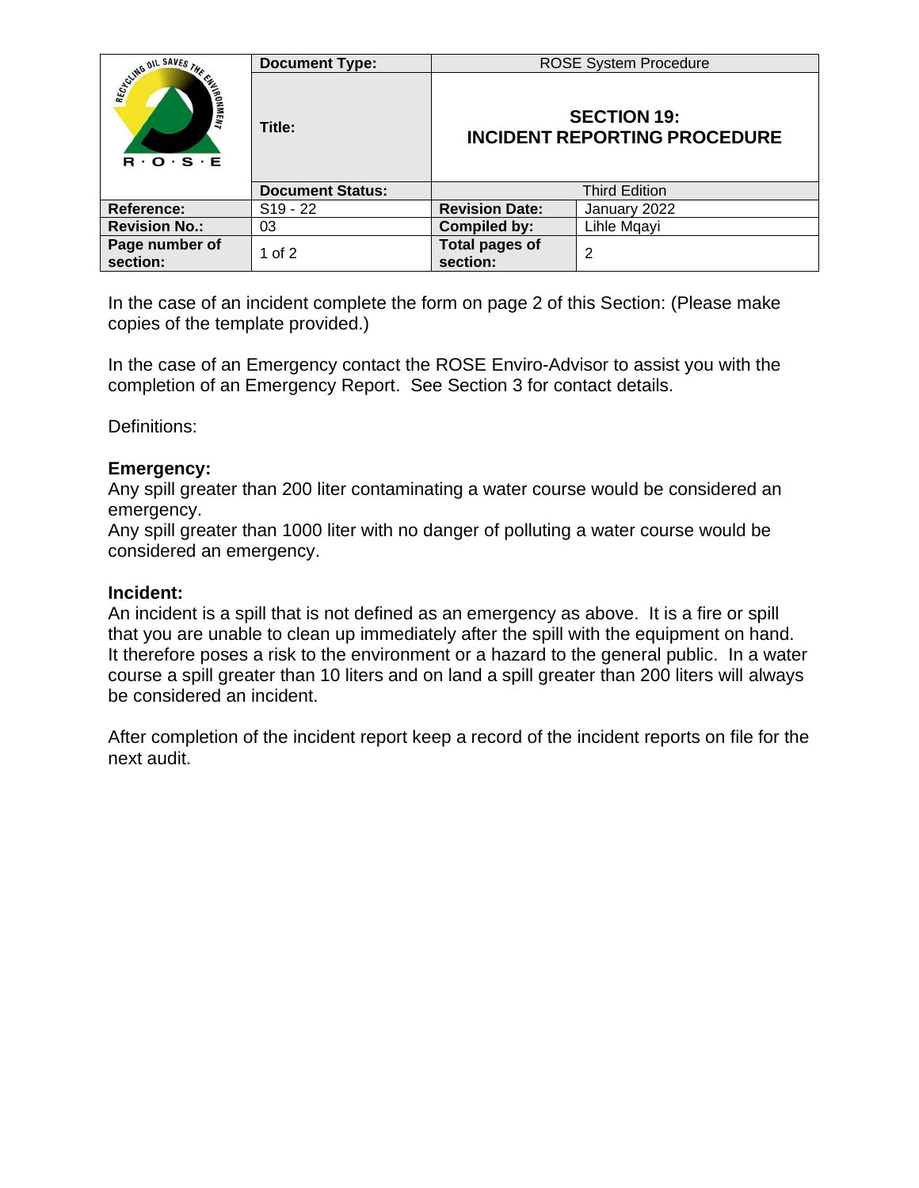| | Document Type: | ROSE System Procedure | |
|---|---|---|---|
| | Title: | **SECTION 19: INCIDENT REPORTING PROCEDURE** | |
| | Document Status: | Third Edition | |
| **Reference:** | S19 - 22 | **Revision Date:** | January 2022 |
| **Revision No.:** | 03 | **Compiled by:** | Lihle Mqayi |
| **Page number of section:** | 1 of 2 | **Total pages of section:** | 2 |

In the case of an incident complete the form on page 2 of this Section: (Please make copies of the template provided.)

In the case of an Emergency contact the ROSE Enviro-Advisor to assist you with the completion of an Emergency Report. See Section 3 for contact details.

Definitions:

**Emergency:**
Any spill greater than 200 liter contaminating a water course would be considered an emergency.
Any spill greater than 1000 liter with no danger of polluting a water course would be considered an emergency.

**Incident:**
An incident is a spill that is not defined as an emergency as above. It is a fire or spill that you are unable to clean up immediately after the spill with the equipment on hand. It therefore poses a risk to the environment or a hazard to the general public. In a water course a spill greater than 10 liters and on land a spill greater than 200 liters will always be considered an incident.

After completion of the incident report keep a record of the incident reports on file for the next audit.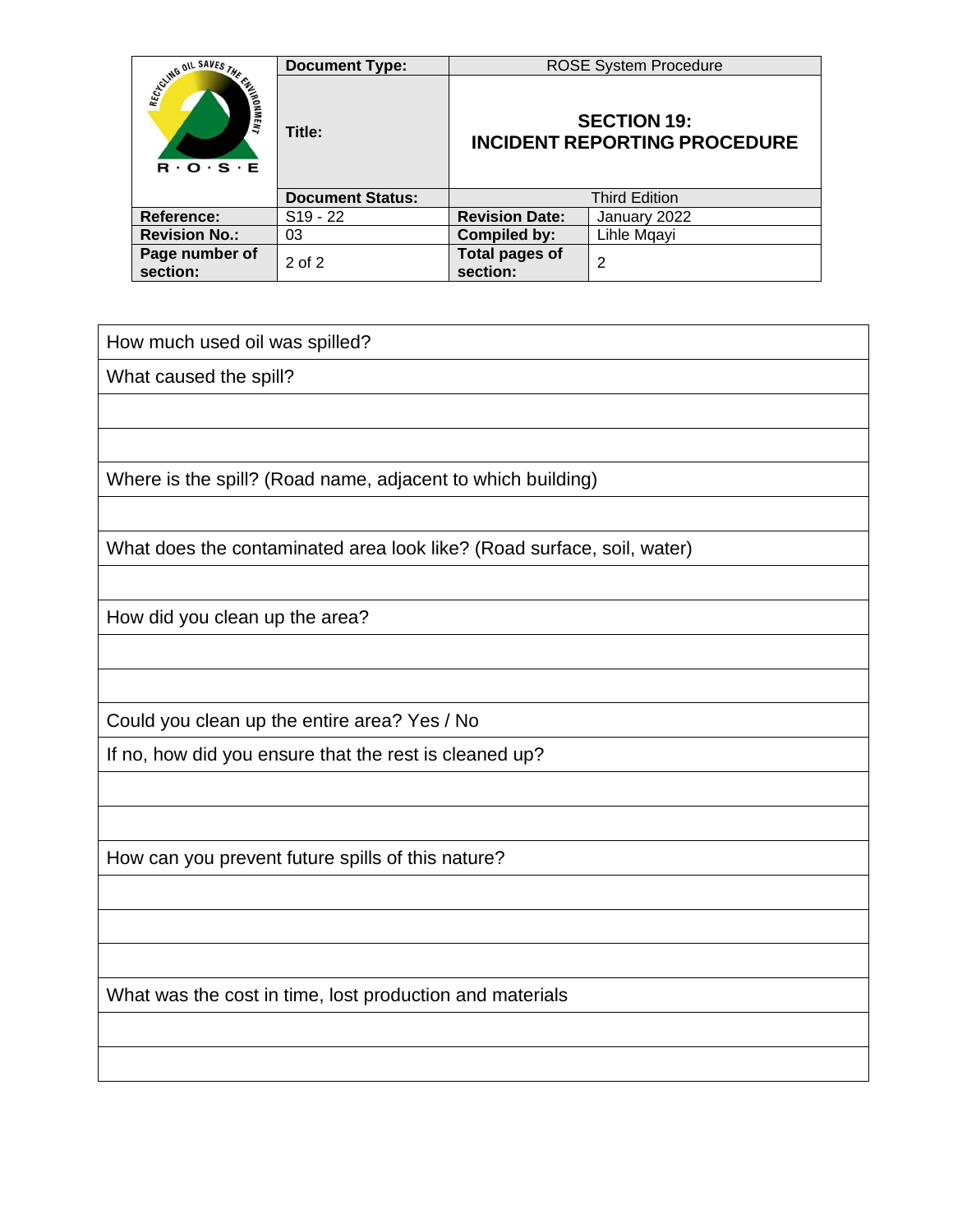| How much used oil was spilled? |
|---|
| What caused the spill? |
| |
| |
| Where is the spill? (Road name, adjacent to which building) |
| |
| What does the contaminated area look like? (Road surface, soil, water) |
| |
| How did you clean up the area? |
| |
| |
| Could you clean up the entire area? Yes / No |
| If no, how did you ensure that the rest is cleaned up? |
| |
| |
| How can you prevent future spills of this nature? |
| |
| |
| |
| What was the cost in time, lost production and materials |
| |
| |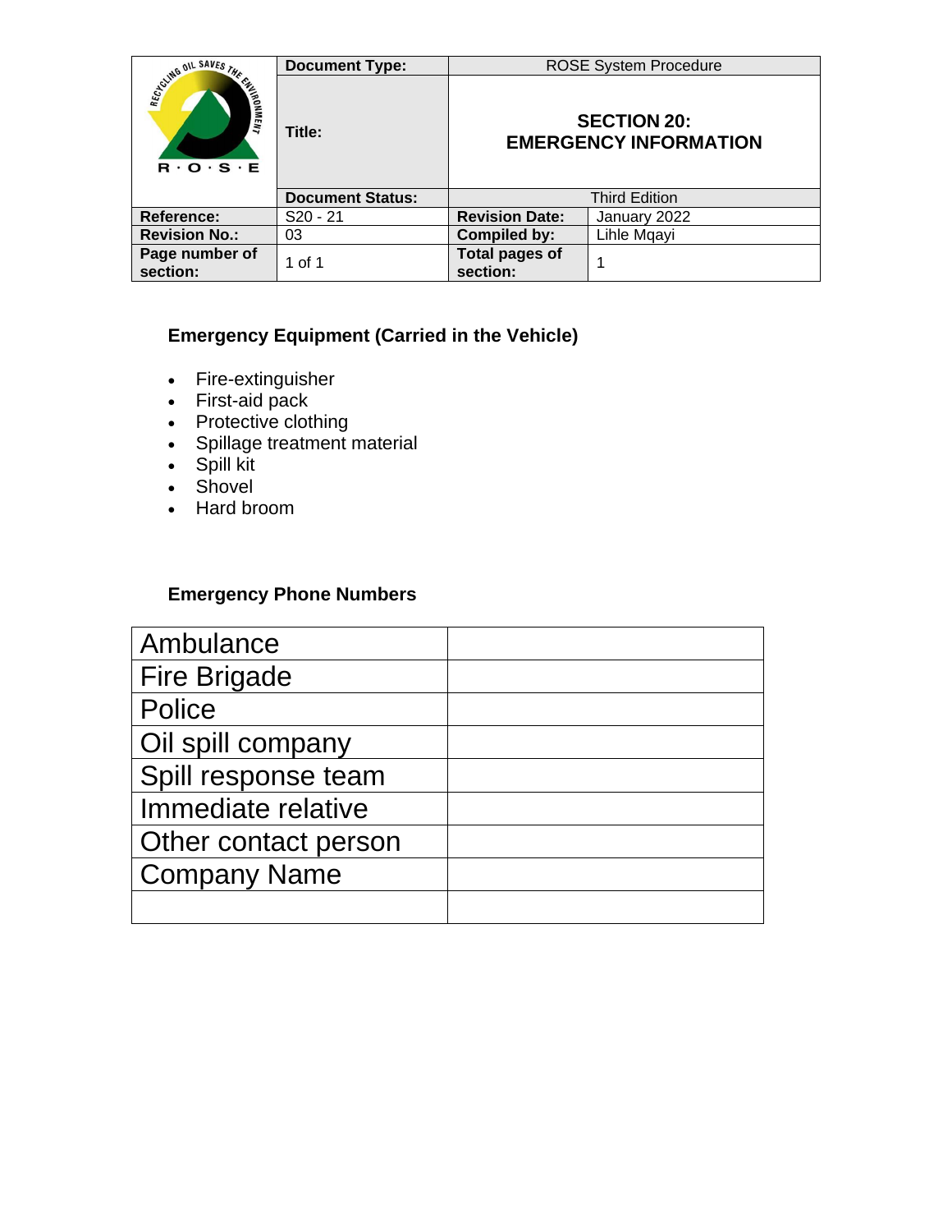| | Document Type: | ROSE System Procedure | |
|---|---|---|---|
| | Title: | SECTION 20: EMERGENCY INFORMATION | |
| | Document Status: | Third Edition | |
| Reference: | S20 - 21 | Revision Date: | January 2022 |
| Revision No.: | 03 | Compiled by: | Lihle Mqayi |
| Page number of section: | 1 of 1 | Total pages of section: | 1 |

### Emergency Equipment (Carried in the Vehicle)

- Fire-extinguisher
- First-aid pack
- Protective clothing
- Spillage treatment material
- Spill kit
- Shovel
- Hard broom

### Emergency Phone Numbers

| | |
|---|---|
| Ambulance | |
| Fire Brigade | |
| Police | |
| Oil spill company | |
| Spill response team | |
| Immediate relative | |
| Other contact person | |
| Company Name | |
| | |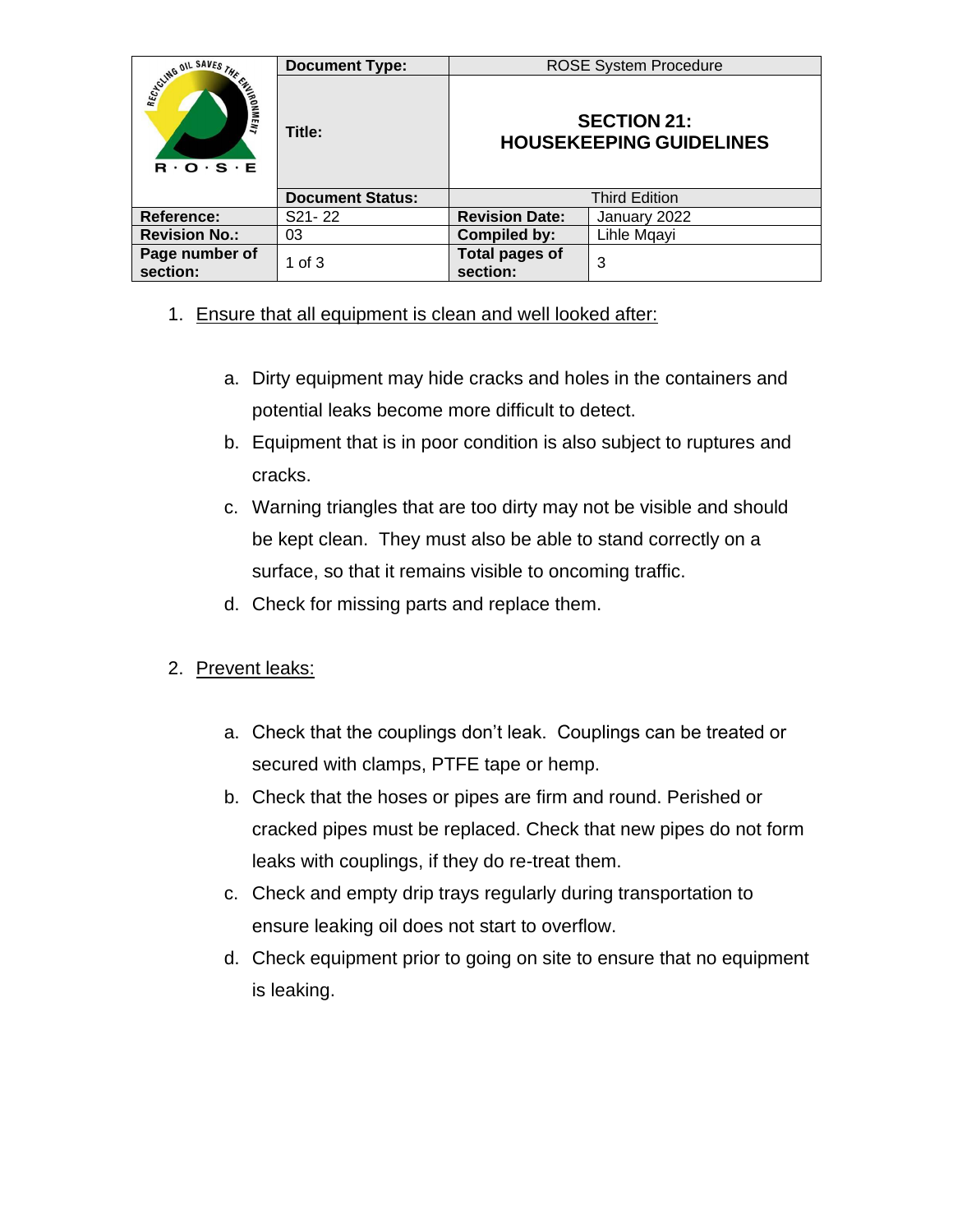| | Document Type: | ROSE System Procedure | |
|---|---|---|---|
| | Title: | **SECTION 21: HOUSEKEEPING GUIDELINES** | |
| | Document Status: | Third Edition | |
| **Reference:** | S21- 22 | **Revision Date:** | January 2022 |
| **Revision No.:** | 03 | **Compiled by:** | Lihle Mqayi |
| **Page number of section:** | 1 of 3 | **Total pages of section:** | 3 |

1. Ensure that all equipment is clean and well looked after:

    a. Dirty equipment may hide cracks and holes in the containers and potential leaks become more difficult to detect.
    b. Equipment that is in poor condition is also subject to ruptures and cracks.
    c. Warning triangles that are too dirty may not be visible and should be kept clean. They must also be able to stand correctly on a surface, so that it remains visible to oncoming traffic.
    d. Check for missing parts and replace them.

2. Prevent leaks:

    a. Check that the couplings don't leak. Couplings can be treated or secured with clamps, PTFE tape or hemp.
    b. Check that the hoses or pipes are firm and round. Perished or cracked pipes must be replaced. Check that new pipes do not form leaks with couplings, if they do re-treat them.
    c. Check and empty drip trays regularly during transportation to ensure leaking oil does not start to overflow.
    d. Check equipment prior to going on site to ensure that no equipment is leaking.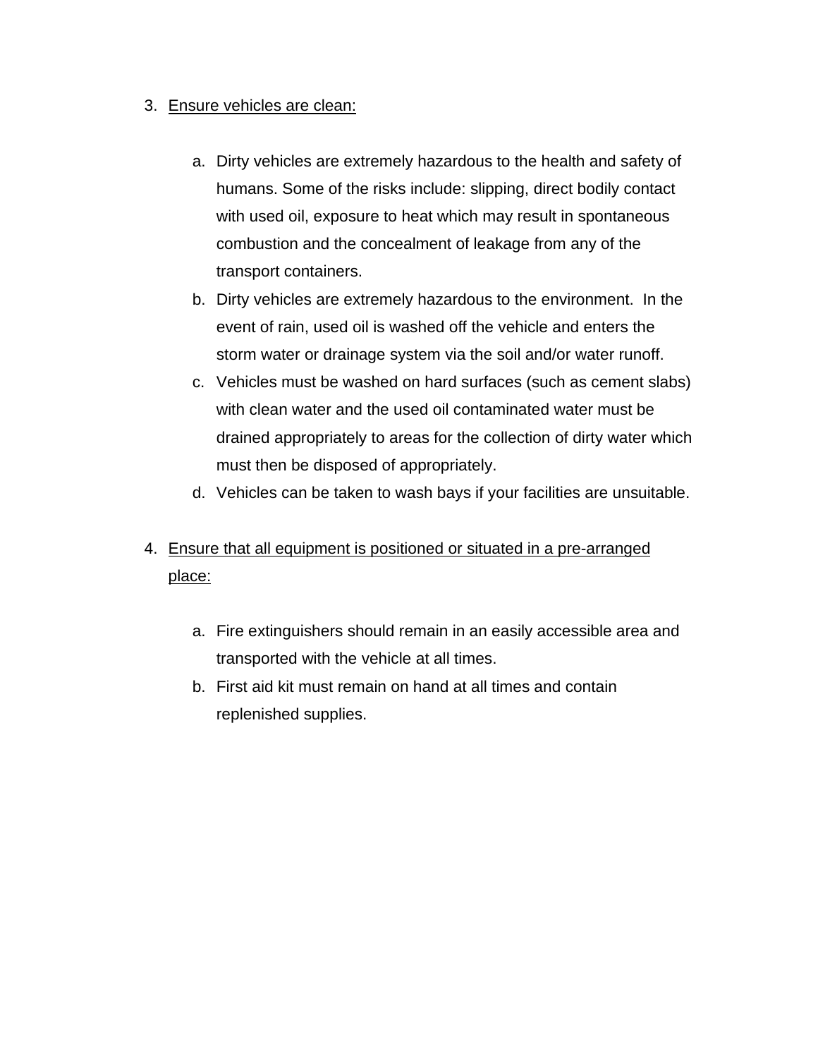3. <u>Ensure vehicles are clean:</u>

    a. Dirty vehicles are extremely hazardous to the health and safety of humans. Some of the risks include: slipping, direct bodily contact with used oil, exposure to heat which may result in spontaneous combustion and the concealment of leakage from any of the transport containers.
    b. Dirty vehicles are extremely hazardous to the environment. In the event of rain, used oil is washed off the vehicle and enters the storm water or drainage system via the soil and/or water runoff.
    c. Vehicles must be washed on hard surfaces (such as cement slabs) with clean water and the used oil contaminated water must be drained appropriately to areas for the collection of dirty water which must then be disposed of appropriately.
    d. Vehicles can be taken to wash bays if your facilities are unsuitable.

4. <u>Ensure that all equipment is positioned or situated in a pre-arranged place:</u>

    a. Fire extinguishers should remain in an easily accessible area and transported with the vehicle at all times.
    b. First aid kit must remain on hand at all times and contain replenished supplies.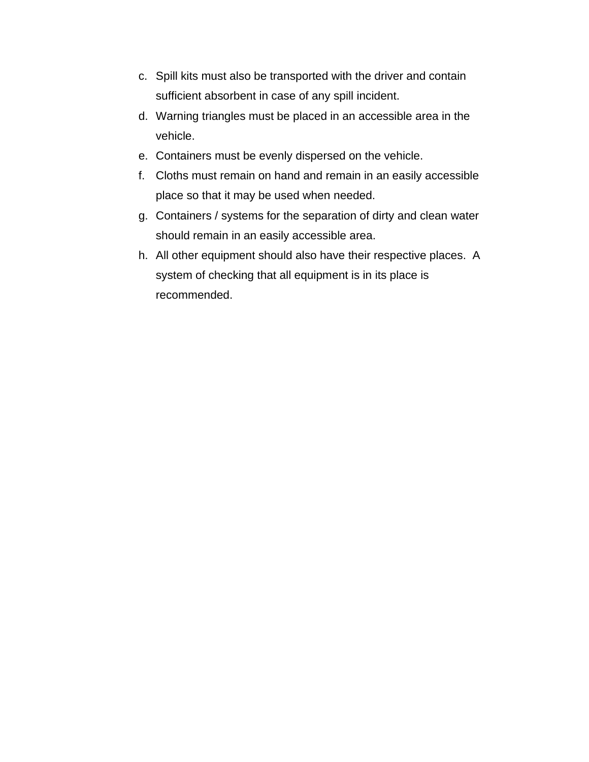c. Spill kits must also be transported with the driver and contain sufficient absorbent in case of any spill incident.
d. Warning triangles must be placed in an accessible area in the vehicle.
e. Containers must be evenly dispersed on the vehicle.
f. Cloths must remain on hand and remain in an easily accessible place so that it may be used when needed.
g. Containers / systems for the separation of dirty and clean water should remain in an easily accessible area.
h. All other equipment should also have their respective places. A system of checking that all equipment is in its place is recommended.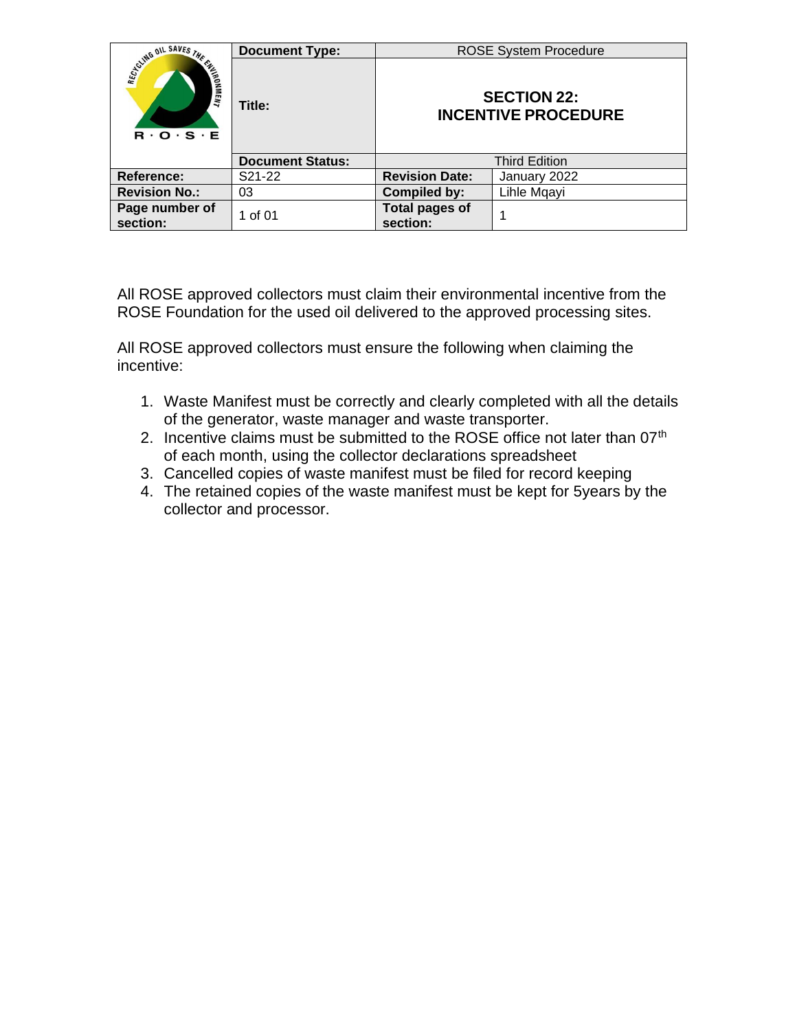| | Document Type: | ROSE System Procedure | |
|---|---|---|---|
| | Title: | **SECTION 22: INCENTIVE PROCEDURE** | |
| | Document Status: | Third Edition | |
| **Reference:** | S21-22 | **Revision Date:** | January 2022 |
| **Revision No.:** | 03 | **Compiled by:** | Lihle Mqayi |
| **Page number of section:** | 1 of 01 | **Total pages of section:** | 1 |

All ROSE approved collectors must claim their environmental incentive from the ROSE Foundation for the used oil delivered to the approved processing sites.

All ROSE approved collectors must ensure the following when claiming the incentive:

1. Waste Manifest must be correctly and clearly completed with all the details of the generator, waste manager and waste transporter.
2. Incentive claims must be submitted to the ROSE office not later than 07th of each month, using the collector declarations spreadsheet
3. Cancelled copies of waste manifest must be filed for record keeping
4. The retained copies of the waste manifest must be kept for 5years by the collector and processor.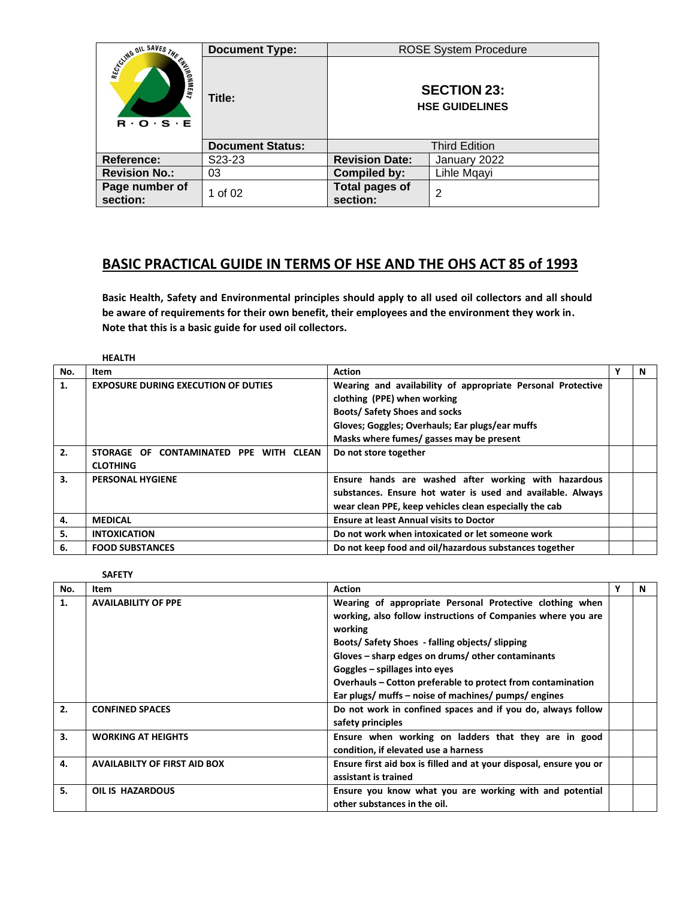| | Document Type: | ROSE System Procedure | |
|---|---|---|---|
| | Title: | **SECTION 23: HSE GUIDELINES** | |
| | Document Status: | Third Edition | |
| **Reference:** | S23-23 | **Revision Date:** | January 2022 |
| **Revision No.:** | 03 | **Compiled by:** | Lihle Mqayi |
| **Page number of section:** | 1 of 02 | **Total pages of section:** | 2 |

# BASIC PRACTICAL GUIDE IN TERMS OF HSE AND THE OHS ACT 85 of 1993

**Basic Health, Safety and Environmental principles should apply to all used oil collectors and all should be aware of requirements for their own benefit, their employees and the environment they work in. Note that this is a basic guide for used oil collectors.**

**HEALTH**

| No. | Item | Action | Y | N |
|---|---|---|---|---|
| 1. | EXPOSURE DURING EXECUTION OF DUTIES | Wearing and availability of appropriate Personal Protective clothing (PPE) when working<br>Boots/ Safety Shoes and socks<br>Gloves; Goggles; Overhauls; Ear plugs/ear muffs<br>Masks where fumes/ gasses may be present | | |
| 2. | STORAGE OF CONTAMINATED PPE WITH CLEAN CLOTHING | Do not store together | | |
| 3. | PERSONAL HYGIENE | Ensure hands are washed after working with hazardous substances. Ensure hot water is used and available. Always wear clean PPE, keep vehicles clean especially the cab | | |
| 4. | MEDICAL | Ensure at least Annual visits to Doctor | | |
| 5. | INTOXICATION | Do not work when intoxicated or let someone work | | |
| 6. | FOOD SUBSTANCES | Do not keep food and oil/hazardous substances together | | |

**SAFETY**

| No. | Item | Action | Y | N |
|---|---|---|---|---|
| 1. | AVAILABILITY OF PPE | Wearing of appropriate Personal Protective clothing when working, also follow instructions of Companies where you are working<br>Boots/ Safety Shoes - falling objects/ slipping<br>Gloves – sharp edges on drums/ other contaminants<br>Goggles – spillages into eyes<br>Overhauls – Cotton preferable to protect from contamination<br>Ear plugs/ muffs – noise of machines/ pumps/ engines | | |
| 2. | CONFINED SPACES | Do not work in confined spaces and if you do, always follow safety principles | | |
| 3. | WORKING AT HEIGHTS | Ensure when working on ladders that they are in good condition, if elevated use a harness | | |
| 4. | AVAILABILTY OF FIRST AID BOX | Ensure first aid box is filled and at your disposal, ensure you or assistant is trained | | |
| 5. | OIL IS HAZARDOUS | Ensure you know what you are working with and potential other substances in the oil. | | |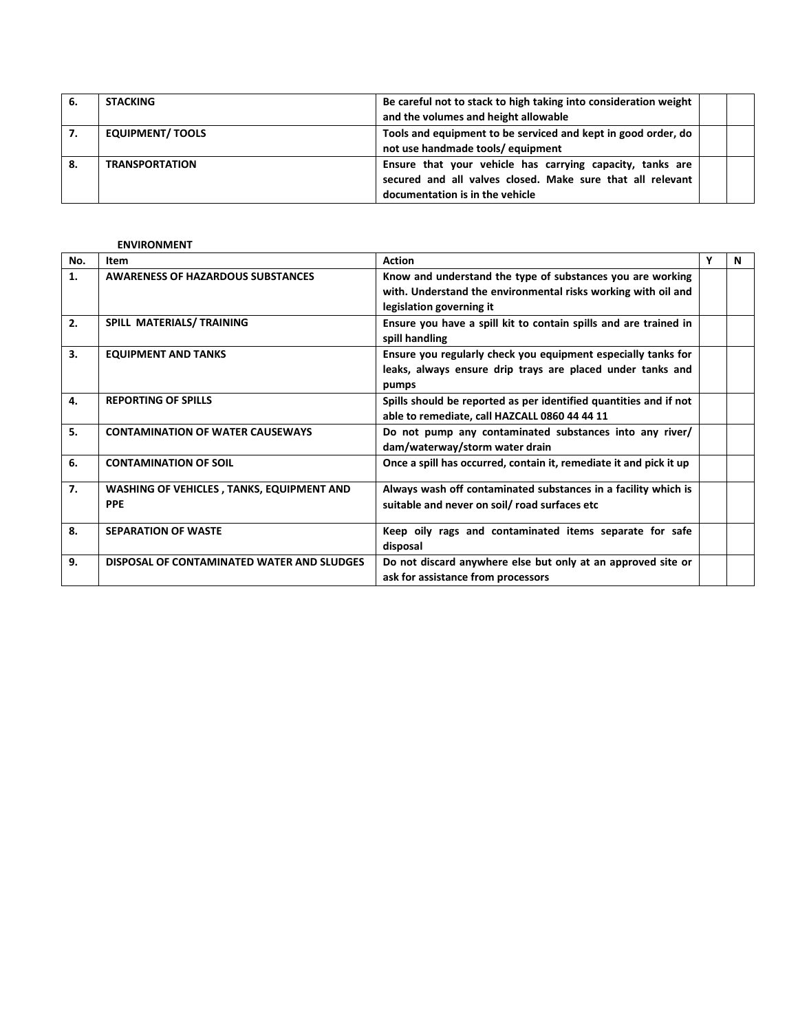| 6. | STACKING | Be careful not to stack to high taking into consideration weight and the volumes and height allowable | | |
|---|---|---|---|---|
| 7. | EQUIPMENT/ TOOLS | Tools and equipment to be serviced and kept in good order, do not use handmade tools/ equipment | | |
| 8. | TRANSPORTATION | Ensure that your vehicle has carrying capacity, tanks are secured and all valves closed. Make sure that all relevant documentation is in the vehicle | | |

**ENVIRONMENT**

| No. | Item | Action | Y | N |
|---|---|---|---|---|
| 1. | AWARENESS OF HAZARDOUS SUBSTANCES | Know and understand the type of substances you are working with. Understand the environmental risks working with oil and legislation governing it | | |
| 2. | SPILL MATERIALS/ TRAINING | Ensure you have a spill kit to contain spills and are trained in spill handling | | |
| 3. | EQUIPMENT AND TANKS | Ensure you regularly check you equipment especially tanks for leaks, always ensure drip trays are placed under tanks and pumps | | |
| 4. | REPORTING OF SPILLS | Spills should be reported as per identified quantities and if not able to remediate, call HAZCALL 0860 44 44 11 | | |
| 5. | CONTAMINATION OF WATER CAUSEWAYS | Do not pump any contaminated substances into any river/ dam/waterway/storm water drain | | |
| 6. | CONTAMINATION OF SOIL | Once a spill has occurred, contain it, remediate it and pick it up | | |
| 7. | WASHING OF VEHICLES , TANKS, EQUIPMENT AND PPE | Always wash off contaminated substances in a facility which is suitable and never on soil/ road surfaces etc | | |
| 8. | SEPARATION OF WASTE | Keep oily rags and contaminated items separate for safe disposal | | |
| 9. | DISPOSAL OF CONTAMINATED WATER AND SLUDGES | Do not discard anywhere else but only at an approved site or ask for assistance from processors | | |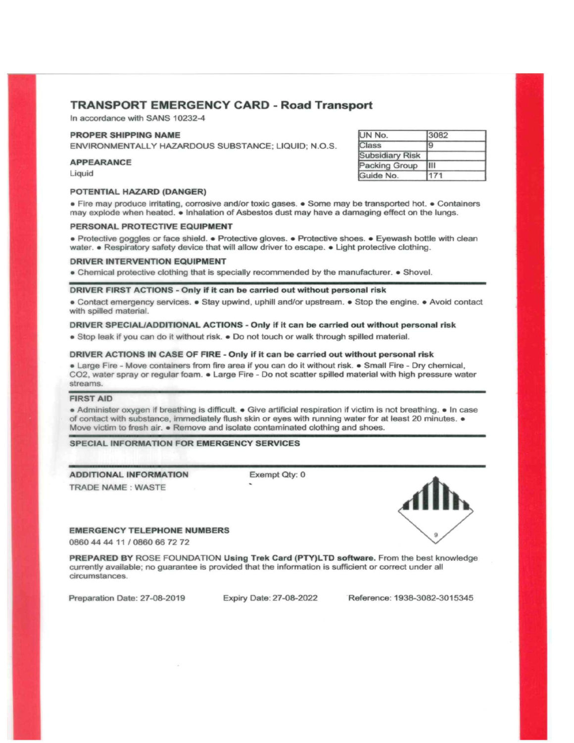# TRANSPORT EMERGENCY CARD - Road Transport

In accordance with SANS 10232-4

**PROPER SHIPPING NAME**

ENVIRONMENTALLY HAZARDOUS SUBSTANCE; LIQUID; N.O.S.

| | |
|---|---|
| UN No. | 3082 |
| Class | 9 |
| Subsidiary Risk | |
| Packing Group | III |
| Guide No. | 171 |

**APPEARANCE**

Liquid

**POTENTIAL HAZARD (DANGER)**

• Fire may produce irritating, corrosive and/or toxic gases. • Some may be transported hot. • Containers may explode when heated. • Inhalation of Asbestos dust may have a damaging effect on the lungs.

**PERSONAL PROTECTIVE EQUIPMENT**

• Protective goggles or face shield. • Protective gloves. • Protective shoes. • Eyewash bottle with clean water. • Respiratory safety device that will allow driver to escape. • Light protective clothing.

**DRIVER INTERVENTION EQUIPMENT**

• Chemical protective clothing that is specially recommended by the manufacturer. • Shovel.

**DRIVER FIRST ACTIONS - Only if it can be carried out without personal risk**

• Contact emergency services. • Stay upwind, uphill and/or upstream. • Stop the engine. • Avoid contact with spilled material.

**DRIVER SPECIAL/ADDITIONAL ACTIONS - Only if it can be carried out without personal risk**

• Stop leak if you can do it without risk. • Do not touch or walk through spilled material.

**DRIVER ACTIONS IN CASE OF FIRE - Only if it can be carried out without personal risk**

• Large Fire - Move containers from fire area if you can do it without risk. • Small Fire - Dry chemical, $CO_2$, water spray or regular foam. • Large Fire - Do not scatter spilled material with high pressure water streams.

**FIRST AID**

• Administer oxygen if breathing is difficult. • Give artificial respiration if victim is not breathing. • In case of contact with substance, immediately flush skin or eyes with running water for at least 20 minutes. • Move victim to fresh air. • Remove and isolate contaminated clothing and shoes.

**SPECIAL INFORMATION FOR EMERGENCY SERVICES**

**ADDITIONAL INFORMATION**

Exempt Qty: 0

TRADE NAME : WASTE

9

**EMERGENCY TELEPHONE NUMBERS**

0860 44 44 11 / 0860 66 72 72

**PREPARED BY** ROSE FOUNDATION **Using Trek Card (PTY)LTD software.** From the best knowledge currently available; no guarantee is provided that the information is sufficient or correct under all circumstances.

Preparation Date: 27-08-2019 Expiry Date: 27-08-2022 Reference: 1938-3082-3015345